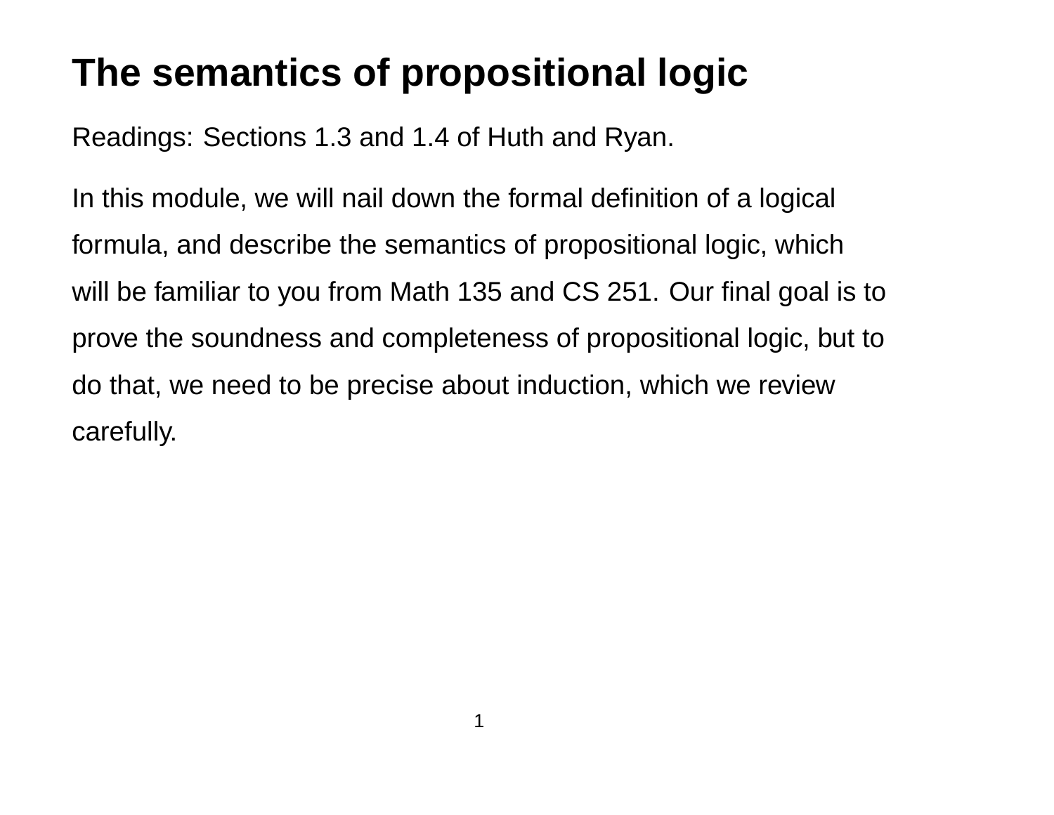# The semantics of propositional logic

Readings: Sections 1.3 and 1.4 of Huth and Ryan.

In this module, we will nail down the formal definition of a logical formula, and describe the semantics of propositional logic, which will be familiar to you from Math 135 and CS 251. Our final goal is to prove the soundness and completeness of propositional logic, but to do that, we need to be precise about induction, which we review carefully.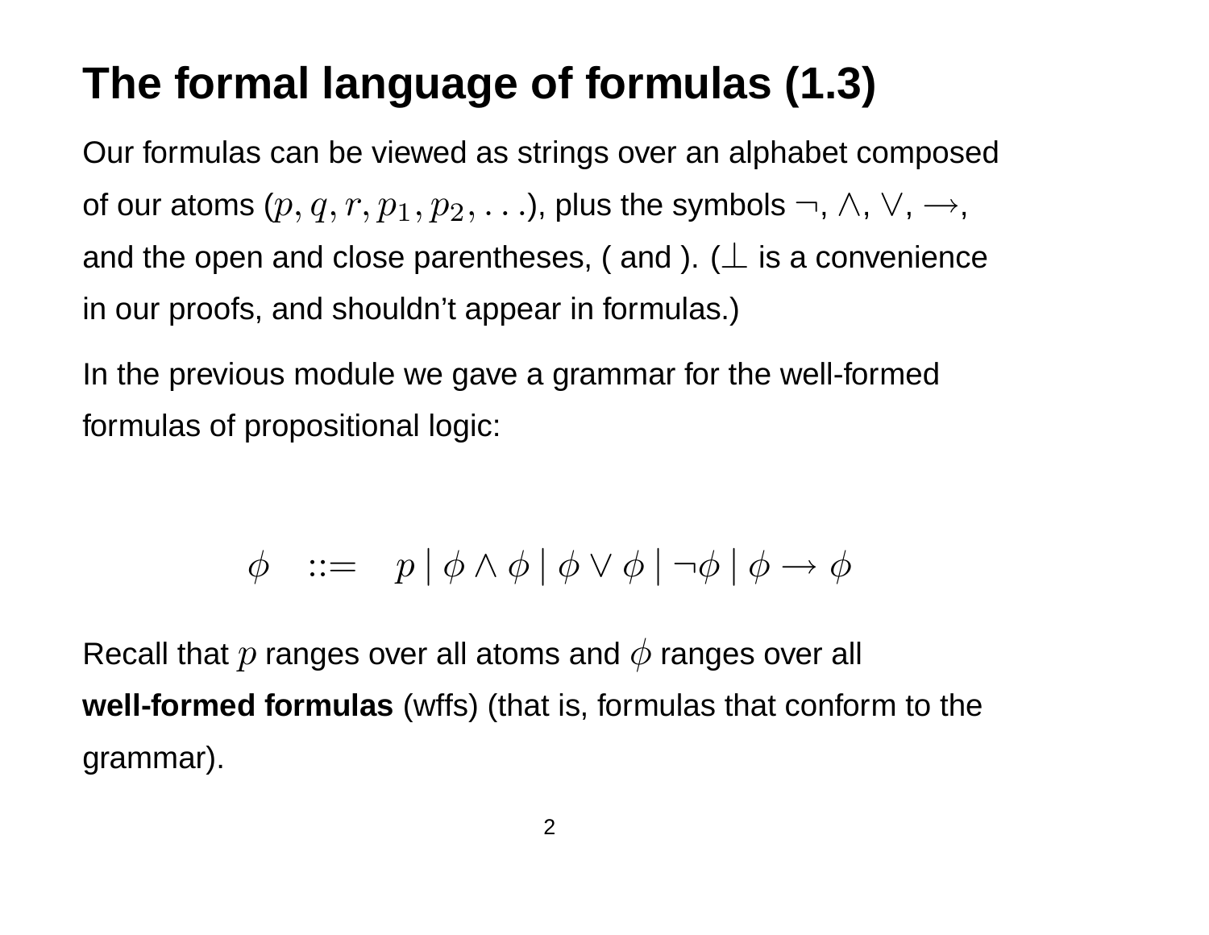# The formal language of formulas (1.3)

Our formulas can be viewed as strings over an alphabet composed of our atoms ($p, q, r, p_1, p_2, \ldots$), plus the symbols $\neg$, $\wedge$, $\vee$, $\rightarrow$, and the open and close parentheses, ( and ). ($\perp$ is a convenience in our proofs, and shouldn't appear in formulas.)

In the previous module we gave a grammar for the well-formed formulas of propositional logic:

$$\phi \quad ::= \quad p \mid \phi \wedge \phi \mid \phi \vee \phi \mid \neg\phi \mid \phi \rightarrow \phi$$

Recall that $p$ ranges over all atoms and $\phi$ ranges over all **well-formed formulas** (wffs) (that is, formulas that conform to the grammar).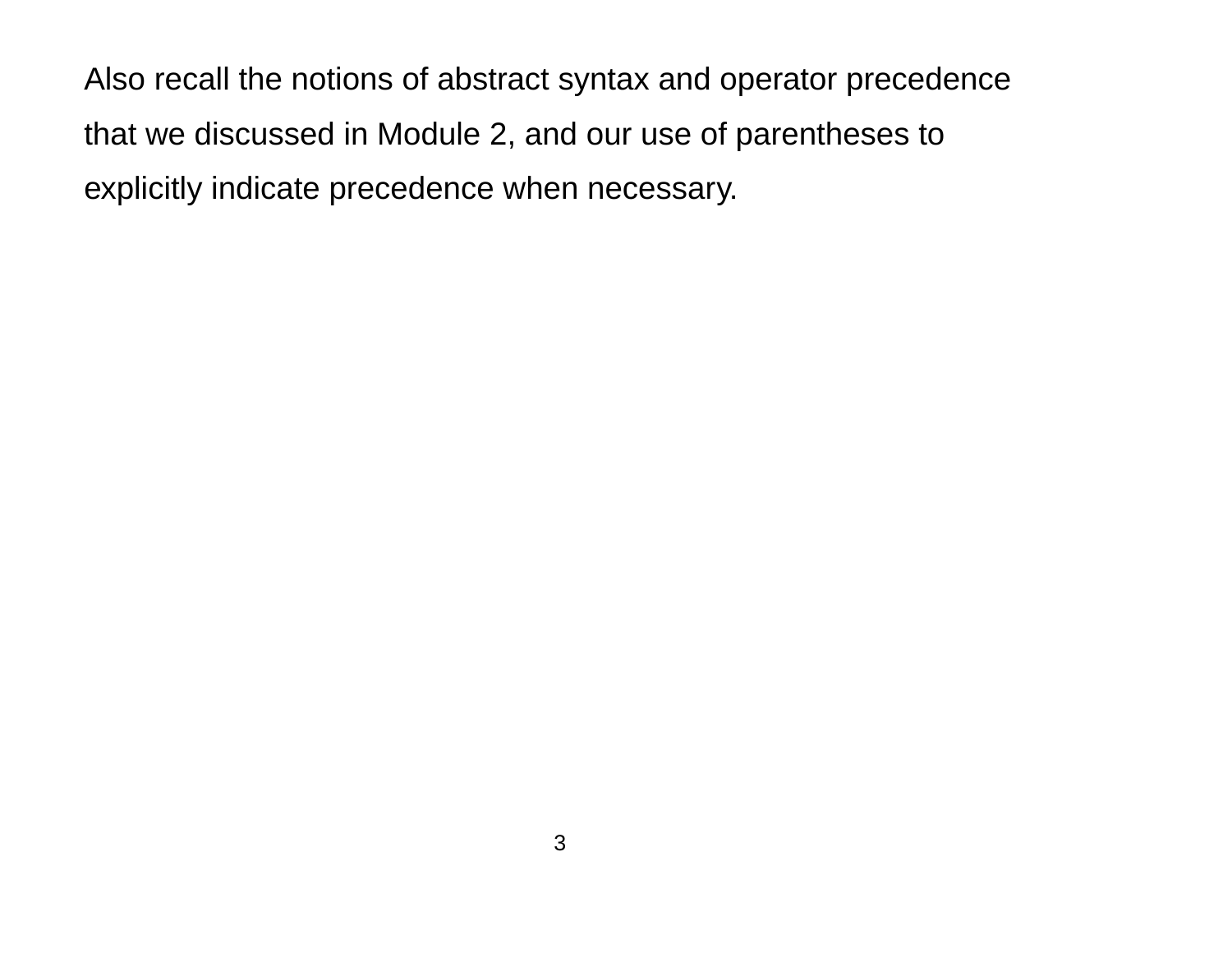Also recall the notions of abstract syntax and operator precedence that we discussed in Module 2, and our use of parentheses to explicitly indicate precedence when necessary.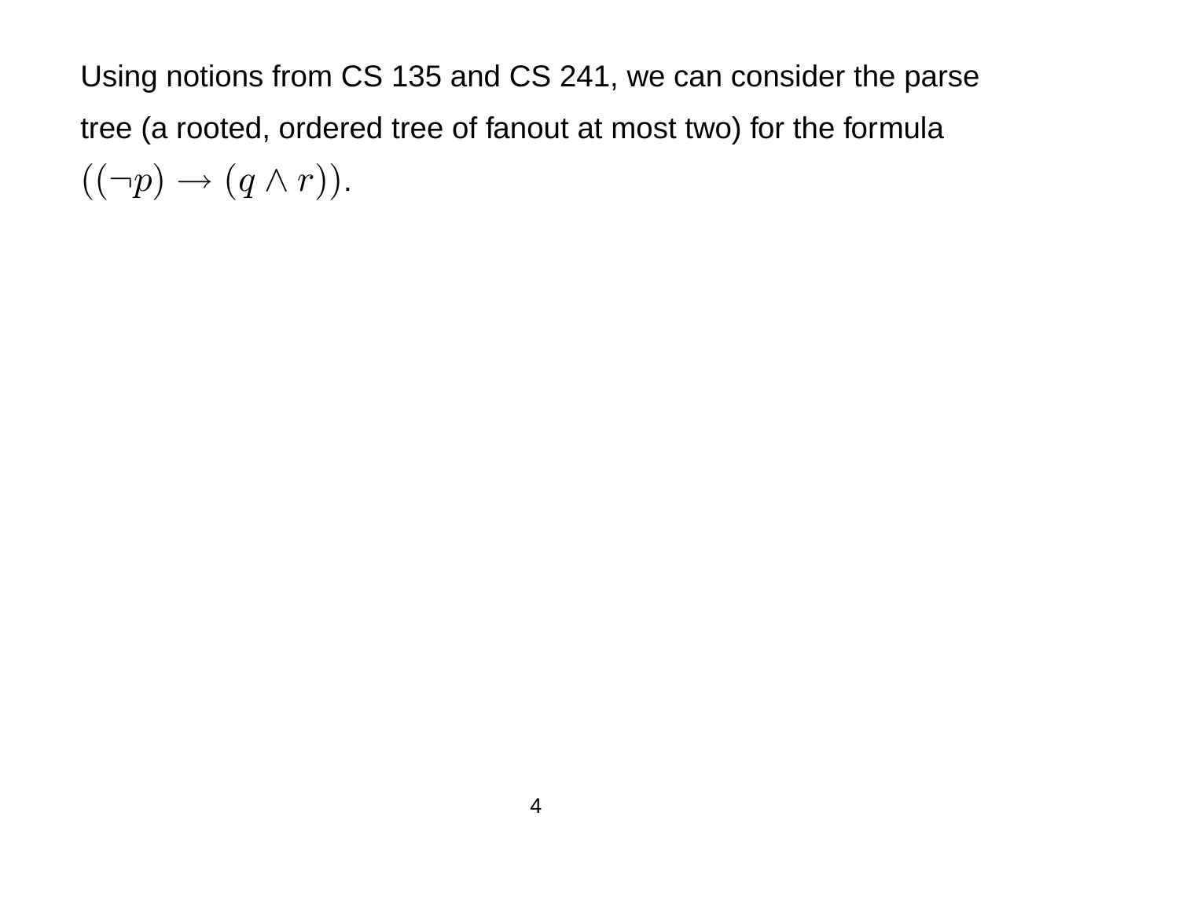Using notions from CS 135 and CS 241, we can consider the parse tree (a rooted, ordered tree of fanout at most two) for the formula $((\neg p) \rightarrow (q \wedge r))$.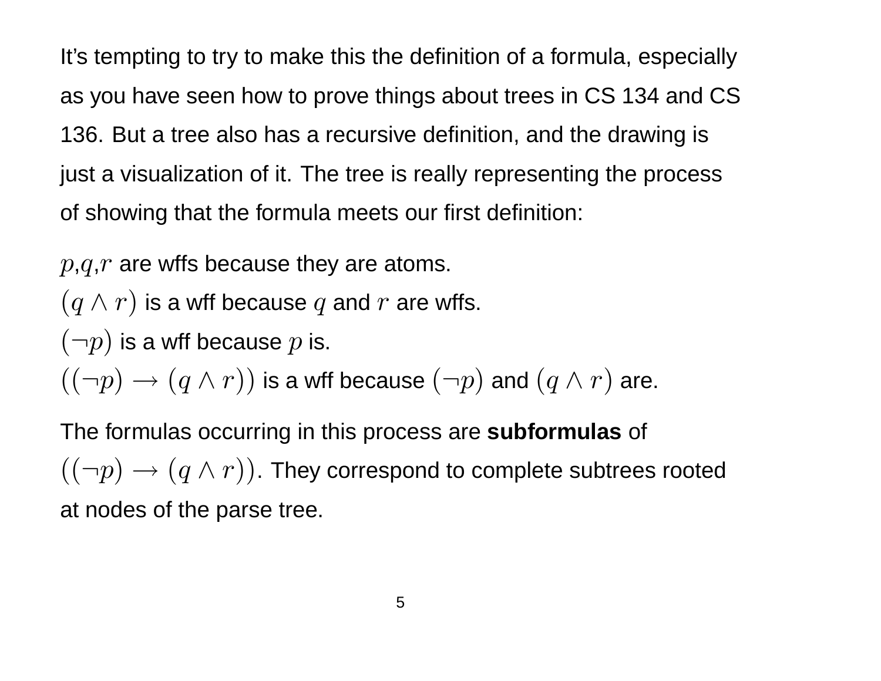It's tempting to try to make this the definition of a formula, especially as you have seen how to prove things about trees in CS 134 and CS 136. But a tree also has a recursive definition, and the drawing is just a visualization of it. The tree is really representing the process of showing that the formula meets our first definition:

$p$,$q$,$r$ are wffs because they are atoms.
$(q \wedge r)$ is a wff because $q$ and $r$ are wffs.
$(\neg p)$ is a wff because $p$ is.
$((\neg p) \rightarrow (q \wedge r))$ is a wff because $(\neg p)$ and $(q \wedge r)$ are.

The formulas occurring in this process are **subformulas** of $((\neg p) \rightarrow (q \wedge r))$. They correspond to complete subtrees rooted at nodes of the parse tree.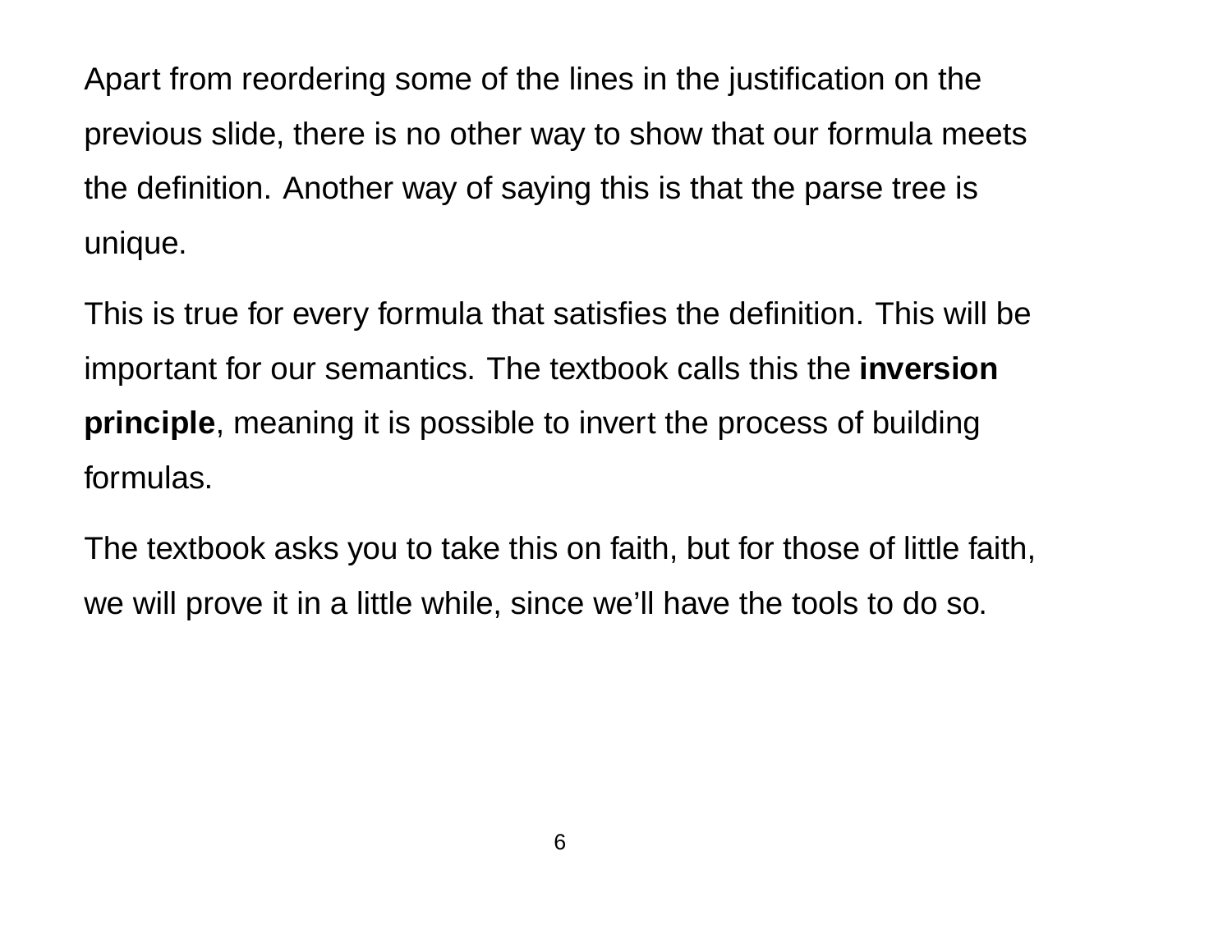Apart from reordering some of the lines in the justification on the previous slide, there is no other way to show that our formula meets the definition. Another way of saying this is that the parse tree is unique.

This is true for every formula that satisfies the definition. This will be important for our semantics. The textbook calls this the **inversion principle**, meaning it is possible to invert the process of building formulas.

The textbook asks you to take this on faith, but for those of little faith, we will prove it in a little while, since we’ll have the tools to do so.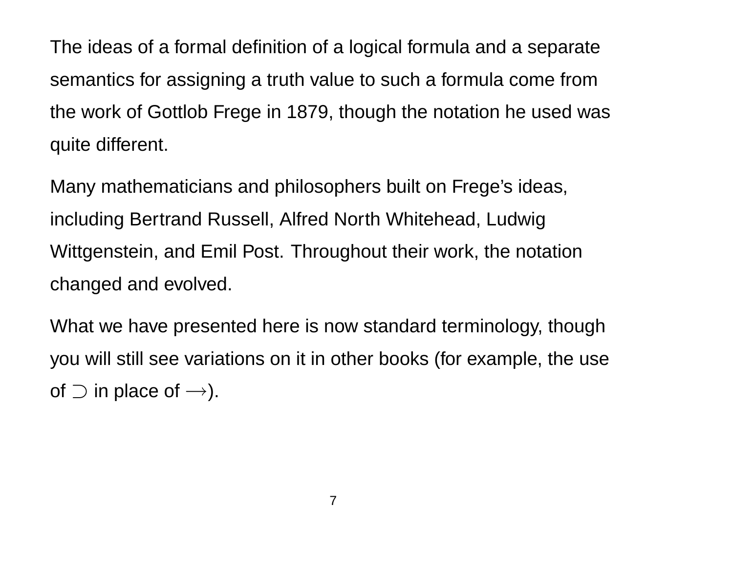The ideas of a formal definition of a logical formula and a separate semantics for assigning a truth value to such a formula come from the work of Gottlob Frege in 1879, though the notation he used was quite different.

Many mathematicians and philosophers built on Frege's ideas, including Bertrand Russell, Alfred North Whitehead, Ludwig Wittgenstein, and Emil Post. Throughout their work, the notation changed and evolved.

What we have presented here is now standard terminology, though you will still see variations on it in other books (for example, the use of $\supset$ in place of $\longrightarrow$).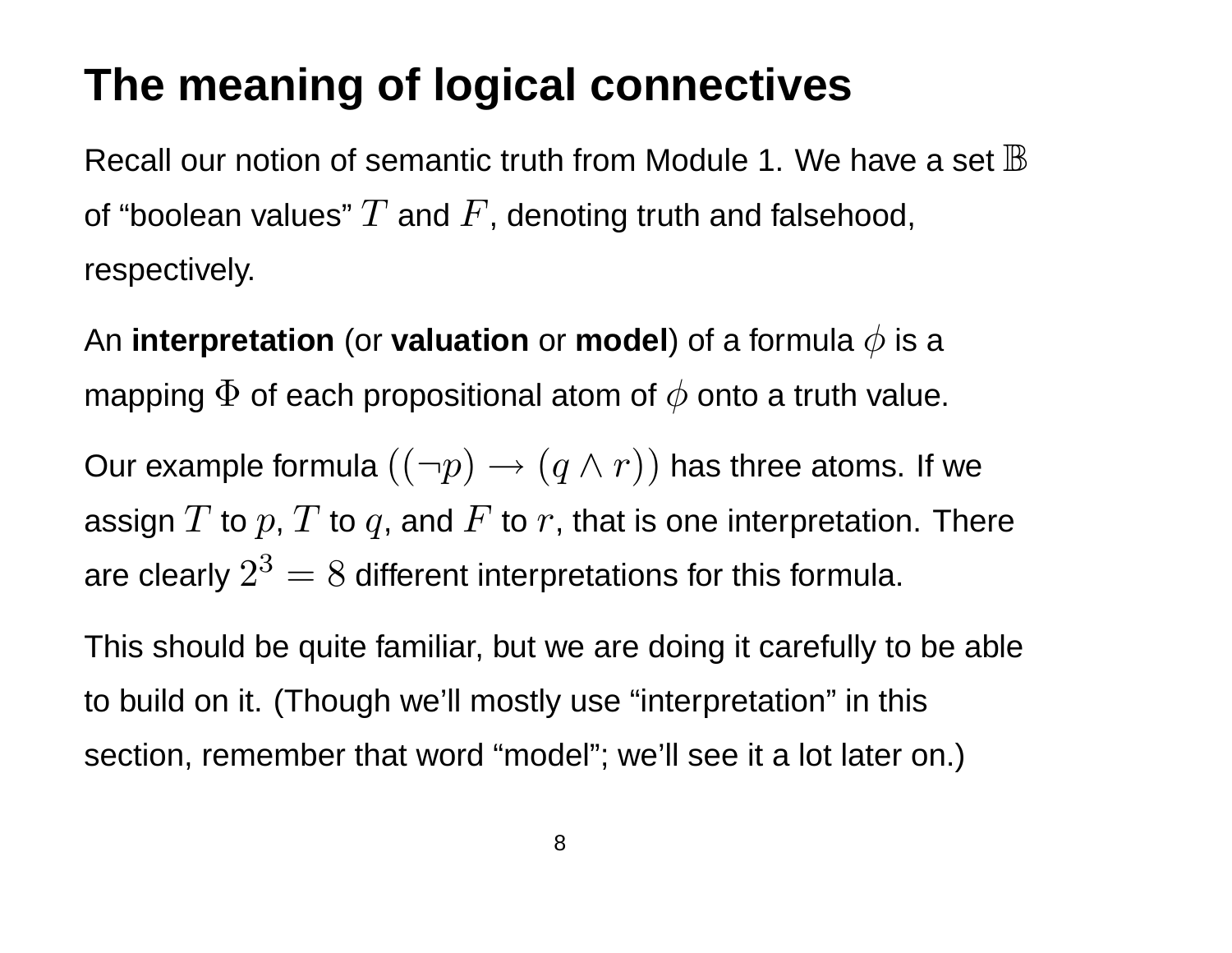# The meaning of logical connectives

Recall our notion of semantic truth from Module 1. We have a set $\mathbb{B}$ of "boolean values" $T$ and $F$, denoting truth and falsehood, respectively.

An **interpretation** (or **valuation** or **model**) of a formula $\phi$ is a mapping $\Phi$ of each propositional atom of $\phi$ onto a truth value.

Our example formula $((\neg p) \rightarrow (q \wedge r))$ has three atoms. If we assign $T$ to $p$, $T$ to $q$, and $F$ to $r$, that is one interpretation. There are clearly $2^3 = 8$ different interpretations for this formula.

This should be quite familiar, but we are doing it carefully to be able to build on it. (Though we'll mostly use "interpretation" in this section, remember that word "model"; we'll see it a lot later on.)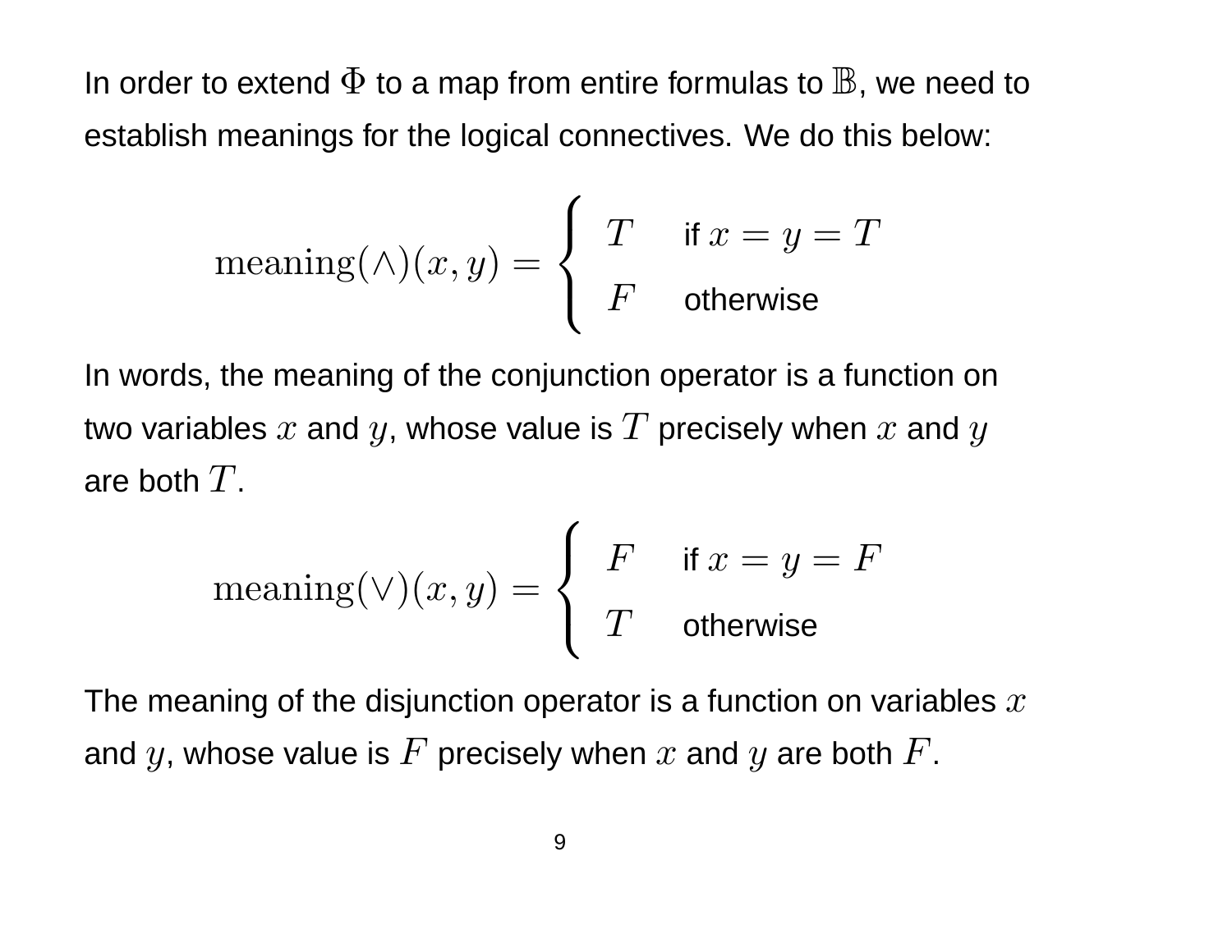In order to extend $\Phi$ to a map from entire formulas to $\mathbb{B}$, we need to establish meanings for the logical connectives. We do this below:

$$\text{meaning}(\wedge)(x, y) = \begin{cases} T & \text{if } x = y = T \\ F & \text{otherwise} \end{cases}$$

In words, the meaning of the conjunction operator is a function on two variables $x$ and $y$, whose value is $T$ precisely when $x$ and $y$ are both $T$.

$$\text{meaning}(\vee)(x, y) = \begin{cases} F & \text{if } x = y = F \\ T & \text{otherwise} \end{cases}$$

The meaning of the disjunction operator is a function on variables $x$ and $y$, whose value is $F$ precisely when $x$ and $y$ are both $F$.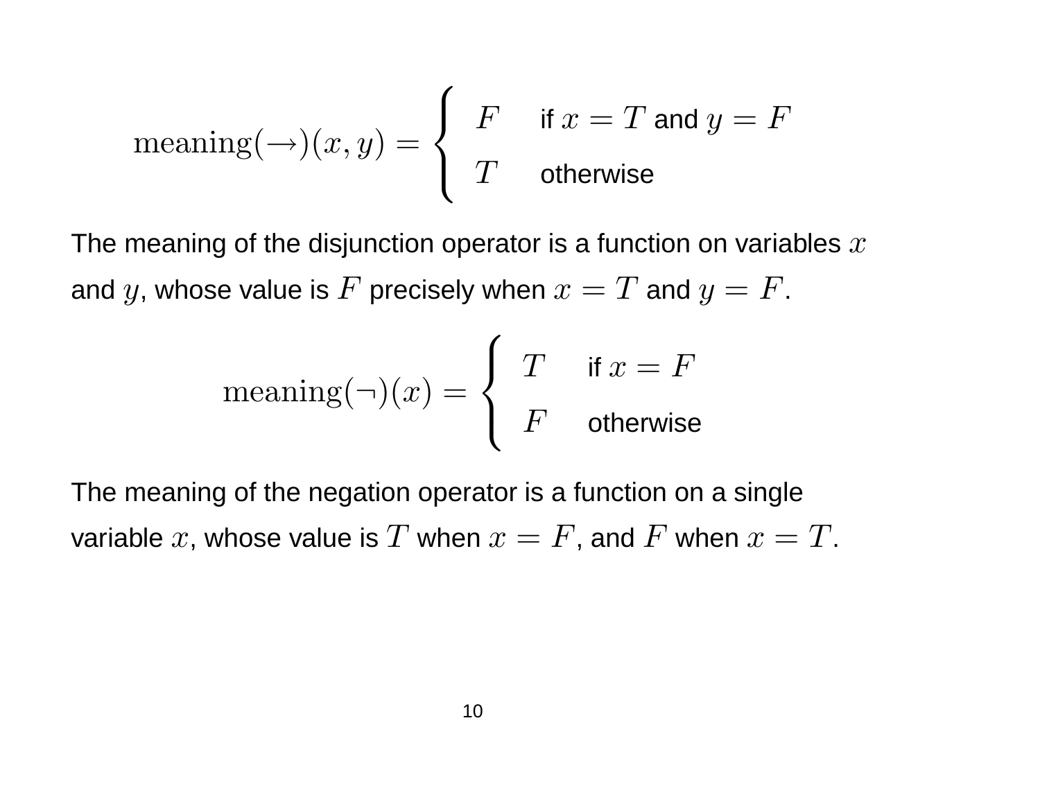$$\text{meaning}(\rightarrow)(x, y) = \begin{cases} F & \text{if } x = T \text{ and } y = F \\ T & \text{otherwise} \end{cases}$$

The meaning of the disjunction operator is a function on variables $x$ and $y$, whose value is $F$ precisely when $x = T$ and $y = F$.

$$\text{meaning}(\neg)(x) = \begin{cases} T & \text{if } x = F \\ F & \text{otherwise} \end{cases}$$

The meaning of the negation operator is a function on a single variable $x$, whose value is $T$ when $x = F$, and $F$ when $x = T$.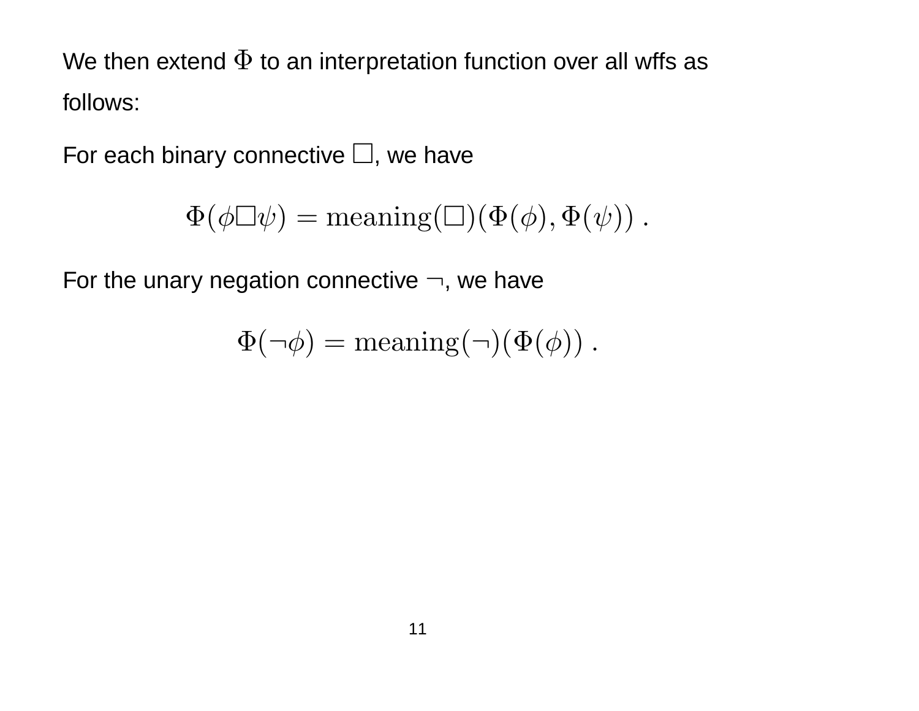We then extend $\Phi$ to an interpretation function over all wffs as follows:

For each binary connective $\Box$, we have

$$\Phi(\phi \Box \psi) = \text{meaning}(\Box)(\Phi(\phi), \Phi(\psi)) \; .$$

For the unary negation connective $\neg$, we have

$$\Phi(\neg\phi) = \text{meaning}(\neg)(\Phi(\phi)) \; .$$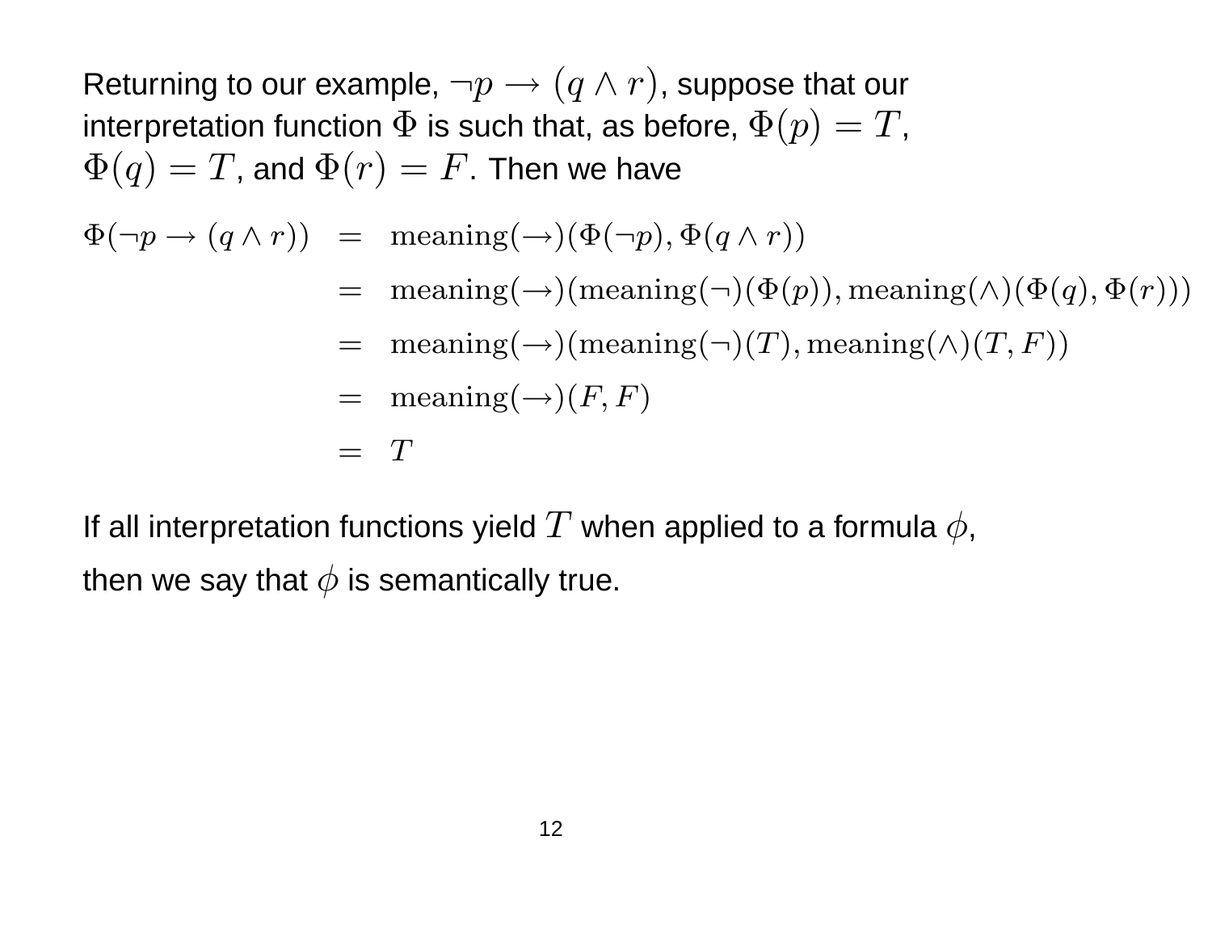Returning to our example, $\neg p \rightarrow (q \wedge r)$, suppose that our interpretation function $\Phi$ is such that, as before, $\Phi(p) = T$, $\Phi(q) = T$, and $\Phi(r) = F$. Then we have

$$
\begin{aligned}
\Phi(\neg p \rightarrow (q \wedge r)) &= \text{meaning}(\rightarrow)(\Phi(\neg p), \Phi(q \wedge r)) \\
&= \text{meaning}(\rightarrow)(\text{meaning}(\neg)(\Phi(p)), \text{meaning}(\wedge)(\Phi(q), \Phi(r))) \\
&= \text{meaning}(\rightarrow)(\text{meaning}(\neg)(T), \text{meaning}(\wedge)(T, F)) \\
&= \text{meaning}(\rightarrow)(F, F) \\
&= T
\end{aligned}
$$

If all interpretation functions yield $T$ when applied to a formula $\phi$, then we say that $\phi$ is semantically true.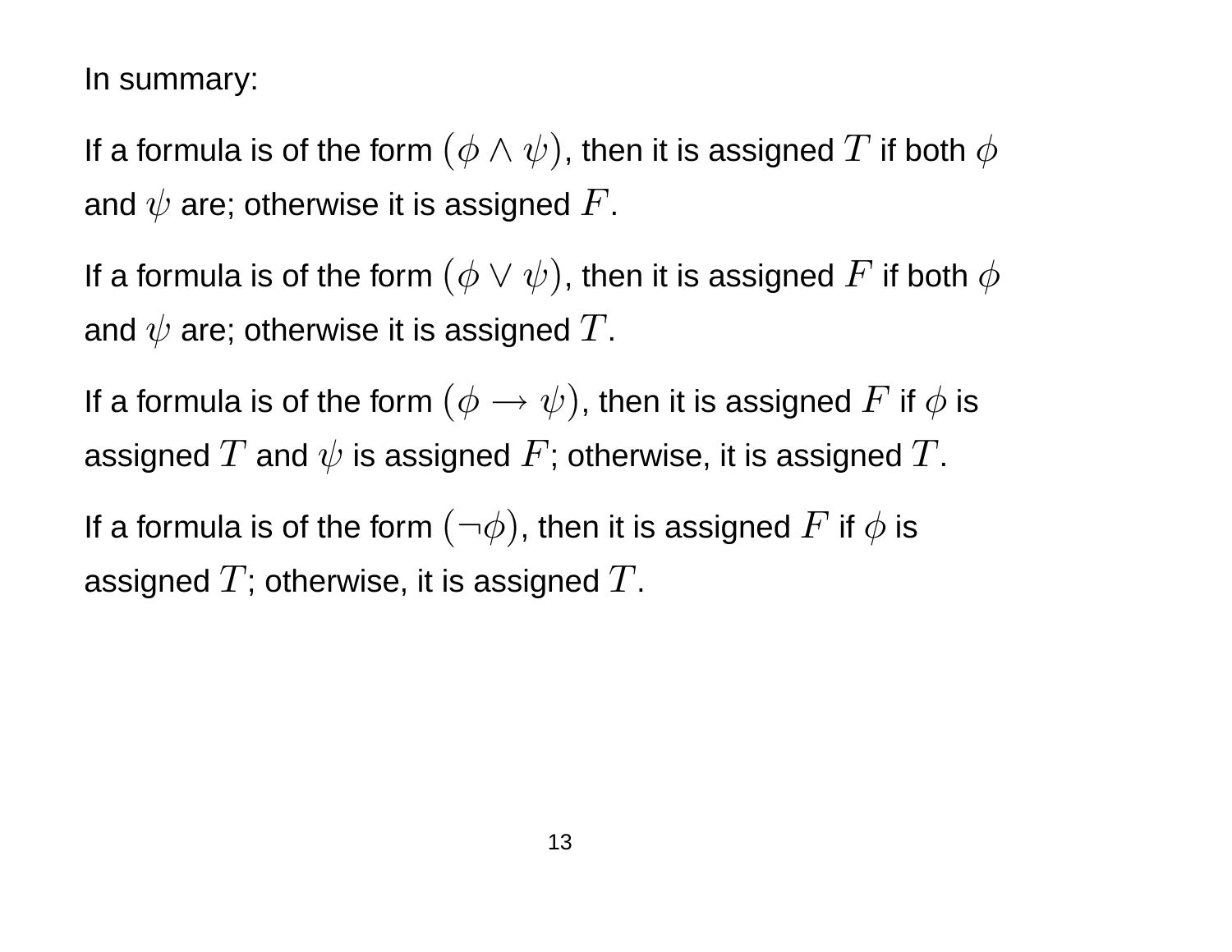In summary:

If a formula is of the form $(\phi \wedge \psi)$, then it is assigned $T$ if both $\phi$ and $\psi$ are; otherwise it is assigned $F$.

If a formula is of the form $(\phi \vee \psi)$, then it is assigned $F$ if both $\phi$ and $\psi$ are; otherwise it is assigned $T$.

If a formula is of the form $(\phi \rightarrow \psi)$, then it is assigned $F$ if $\phi$ is assigned $T$ and $\psi$ is assigned $F$; otherwise, it is assigned $T$.

If a formula is of the form $(\neg\phi)$, then it is assigned $F$ if $\phi$ is assigned $T$; otherwise, it is assigned $T$.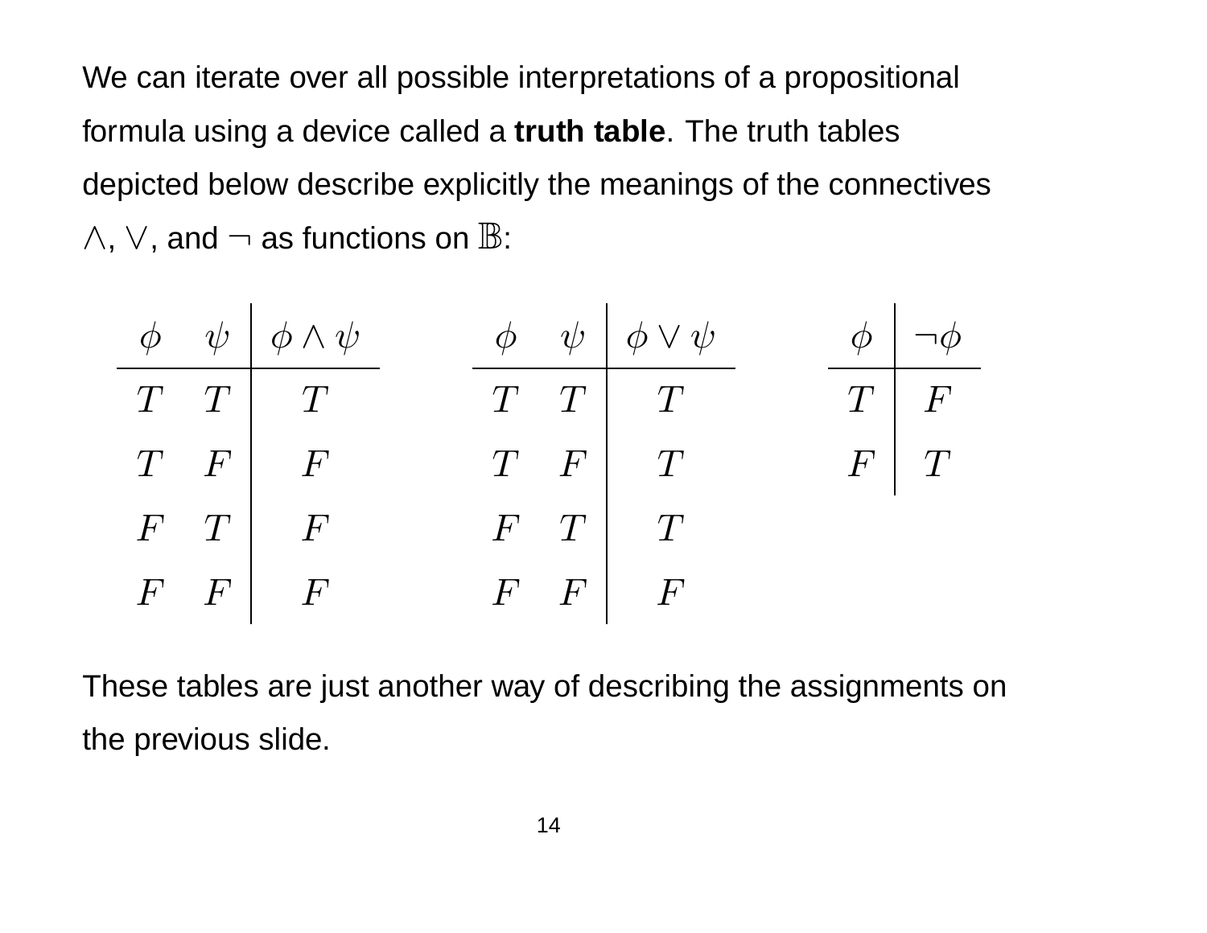We can iterate over all possible interpretations of a propositional formula using a device called a **truth table**. The truth tables depicted below describe explicitly the meanings of the connectives $\wedge$, $\vee$, and $\neg$ as functions on $\mathbb{B}$:

| $\phi$ | $\psi$ | $\phi \wedge \psi$ |
|---|---|---|
| $T$ | $T$ | $T$ |
| $T$ | $F$ | $F$ |
| $F$ | $T$ | $F$ |
| $F$ | $F$ | $F$ |

| $\phi$ | $\psi$ | $\phi \vee \psi$ |
|---|---|---|
| $T$ | $T$ | $T$ |
| $T$ | $F$ | $T$ |
| $F$ | $T$ | $T$ |
| $F$ | $F$ | $F$ |

| $\phi$ | $\neg\phi$ |
|---|---|
| $T$ | $F$ |
| $F$ | $T$ |

These tables are just another way of describing the assignments on the previous slide.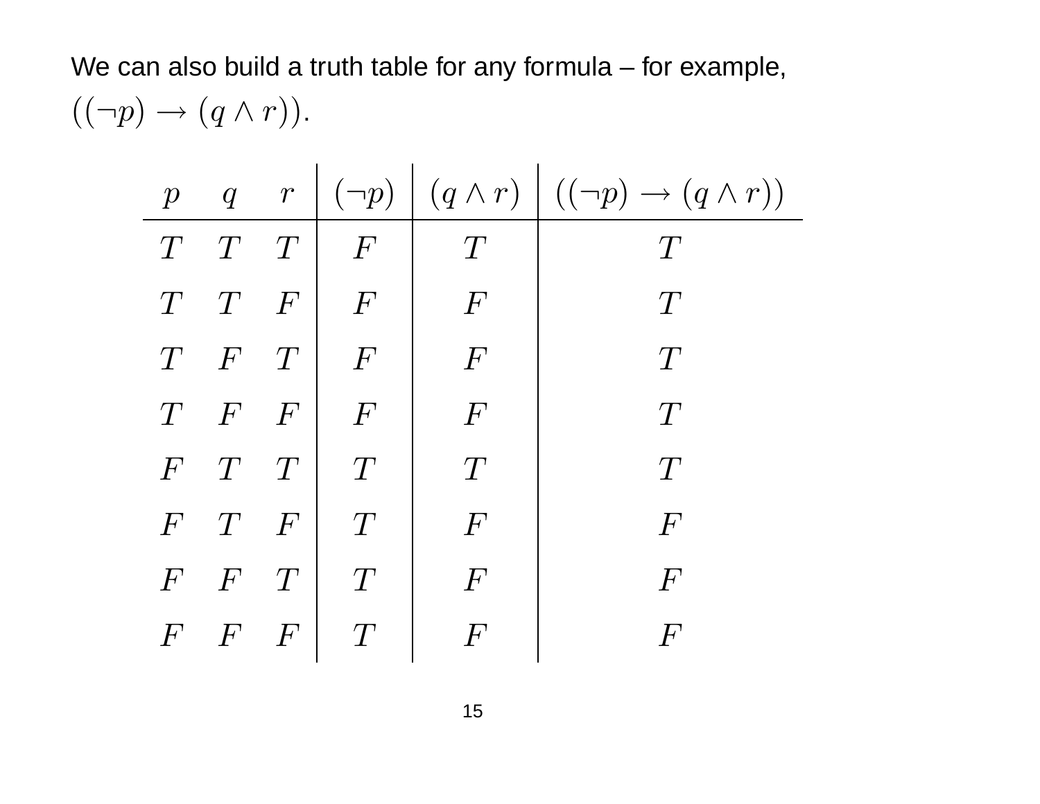We can also build a truth table for any formula – for example, $((\neg p) \rightarrow (q \wedge r))$.

| $p$ | $q$ | $r$ | $(\neg p)$ | $(q \wedge r)$ | $((\neg p) \rightarrow (q \wedge r))$ |
|---|---|---|---|---|---|
| $T$ | $T$ | $T$ | $F$ | $T$ | $T$ |
| $T$ | $T$ | $F$ | $F$ | $F$ | $T$ |
| $T$ | $F$ | $T$ | $F$ | $F$ | $T$ |
| $T$ | $F$ | $F$ | $F$ | $F$ | $T$ |
| $F$ | $T$ | $T$ | $T$ | $T$ | $T$ |
| $F$ | $T$ | $F$ | $T$ | $F$ | $F$ |
| $F$ | $F$ | $T$ | $T$ | $F$ | $F$ |
| $F$ | $F$ | $F$ | $T$ | $F$ | $F$ |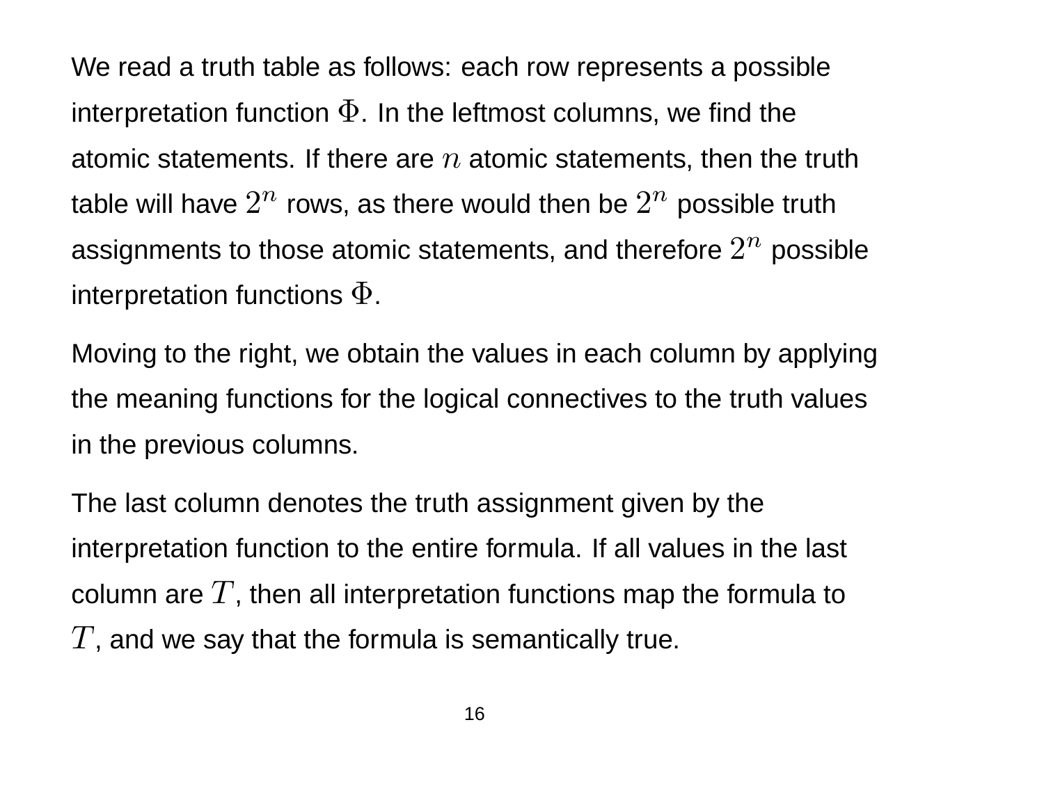We read a truth table as follows: each row represents a possible interpretation function $\Phi$. In the leftmost columns, we find the atomic statements. If there are $n$ atomic statements, then the truth table will have $2^n$ rows, as there would then be $2^n$ possible truth assignments to those atomic statements, and therefore $2^n$ possible interpretation functions $\Phi$.

Moving to the right, we obtain the values in each column by applying the meaning functions for the logical connectives to the truth values in the previous columns.

The last column denotes the truth assignment given by the interpretation function to the entire formula. If all values in the last column are $T$, then all interpretation functions map the formula to $T$, and we say that the formula is semantically true.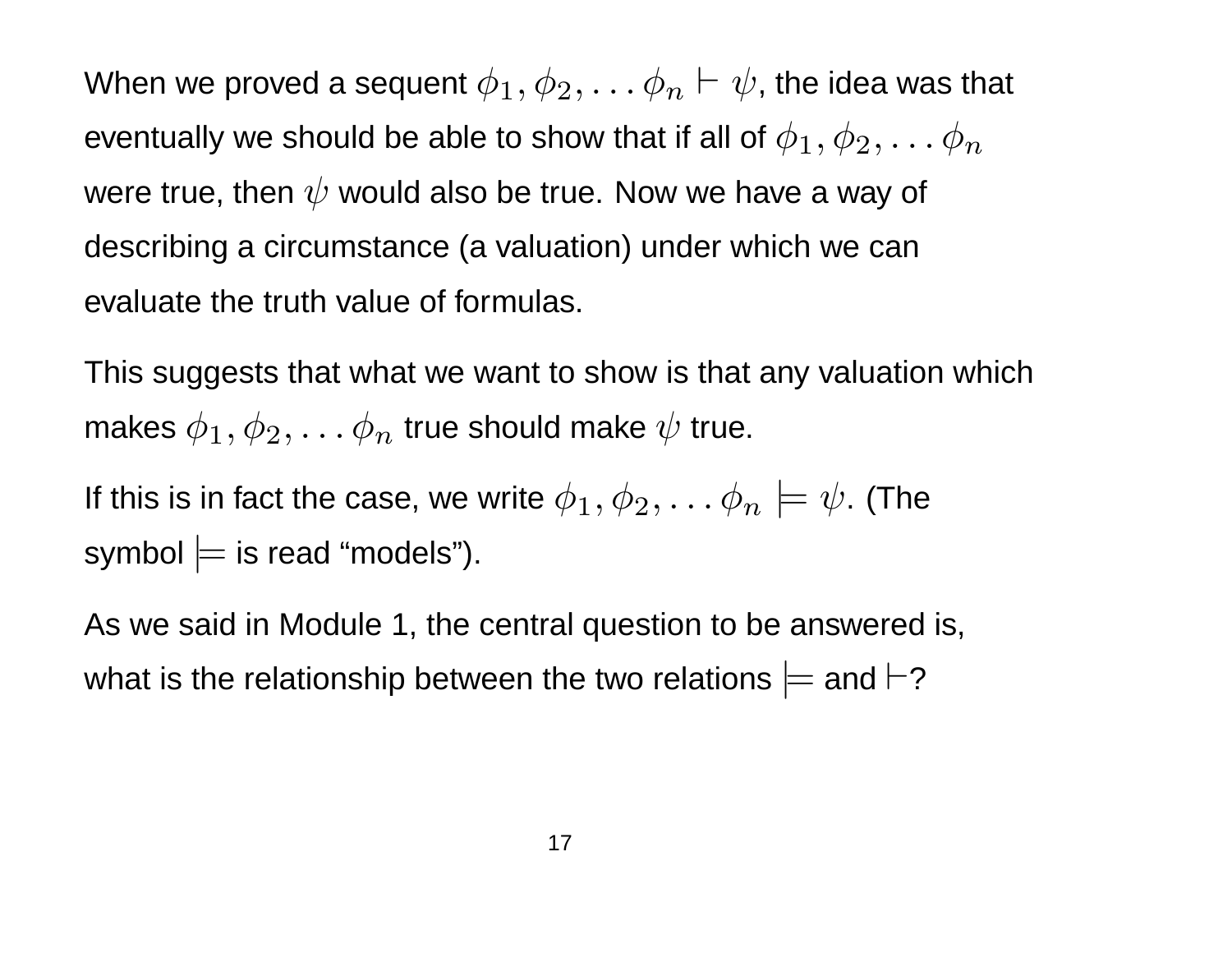When we proved a sequent $\phi_1, \phi_2, \ldots \phi_n \vdash \psi$, the idea was that eventually we should be able to show that if all of $\phi_1, \phi_2, \ldots \phi_n$ were true, then $\psi$ would also be true. Now we have a way of describing a circumstance (a valuation) under which we can evaluate the truth value of formulas.

This suggests that what we want to show is that any valuation which makes $\phi_1, \phi_2, \ldots \phi_n$ true should make $\psi$ true.

If this is in fact the case, we write $\phi_1, \phi_2, \ldots \phi_n \models \psi$. (The symbol $\models$ is read "models").

As we said in Module 1, the central question to be answered is, what is the relationship between the two relations $\models$ and $\vdash$?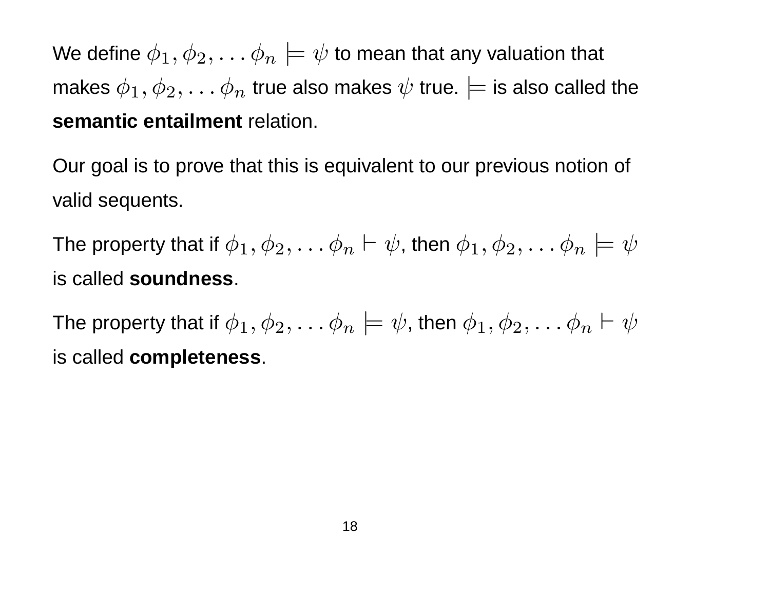We define $\phi_1, \phi_2, \ldots \phi_n \models \psi$ to mean that any valuation that makes $\phi_1, \phi_2, \ldots \phi_n$ true also makes $\psi$ true. $\models$ is also called the **semantic entailment** relation.

Our goal is to prove that this is equivalent to our previous notion of valid sequents.

The property that if $\phi_1, \phi_2, \ldots \phi_n \vdash \psi$, then $\phi_1, \phi_2, \ldots \phi_n \models \psi$ is called **soundness**.

The property that if $\phi_1, \phi_2, \ldots \phi_n \models \psi$, then $\phi_1, \phi_2, \ldots \phi_n \vdash \psi$ is called **completeness**.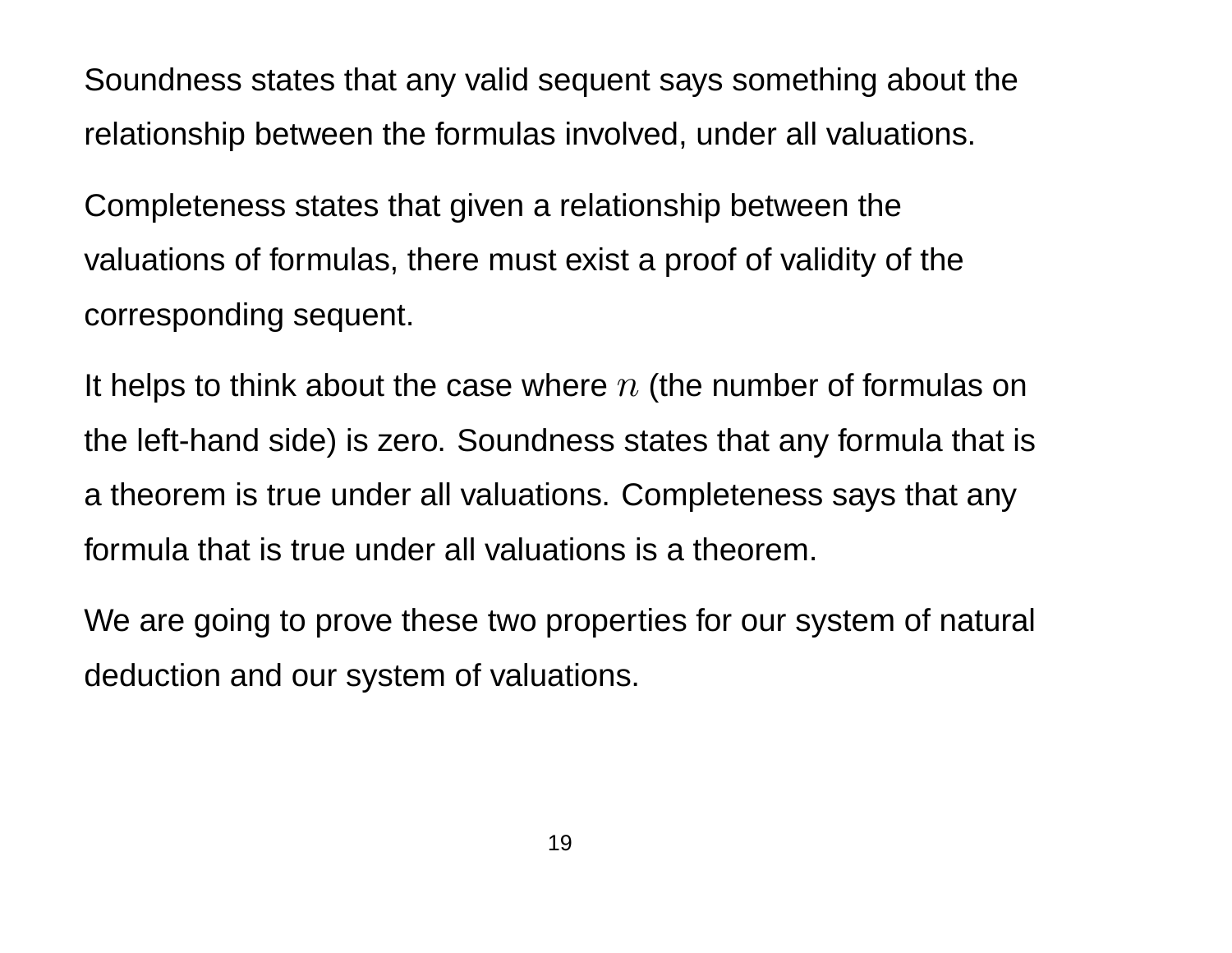Soundness states that any valid sequent says something about the relationship between the formulas involved, under all valuations.

Completeness states that given a relationship between the valuations of formulas, there must exist a proof of validity of the corresponding sequent.

It helps to think about the case where $n$ (the number of formulas on the left-hand side) is zero. Soundness states that any formula that is a theorem is true under all valuations. Completeness says that any formula that is true under all valuations is a theorem.

We are going to prove these two properties for our system of natural deduction and our system of valuations.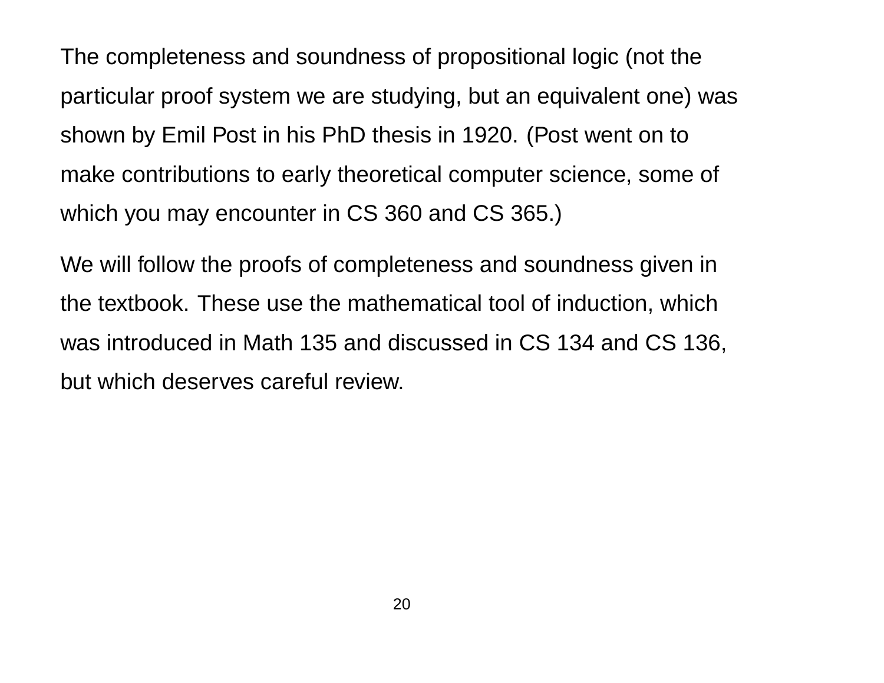The completeness and soundness of propositional logic (not the particular proof system we are studying, but an equivalent one) was shown by Emil Post in his PhD thesis in 1920. (Post went on to make contributions to early theoretical computer science, some of which you may encounter in CS 360 and CS 365.)

We will follow the proofs of completeness and soundness given in the textbook. These use the mathematical tool of induction, which was introduced in Math 135 and discussed in CS 134 and CS 136, but which deserves careful review.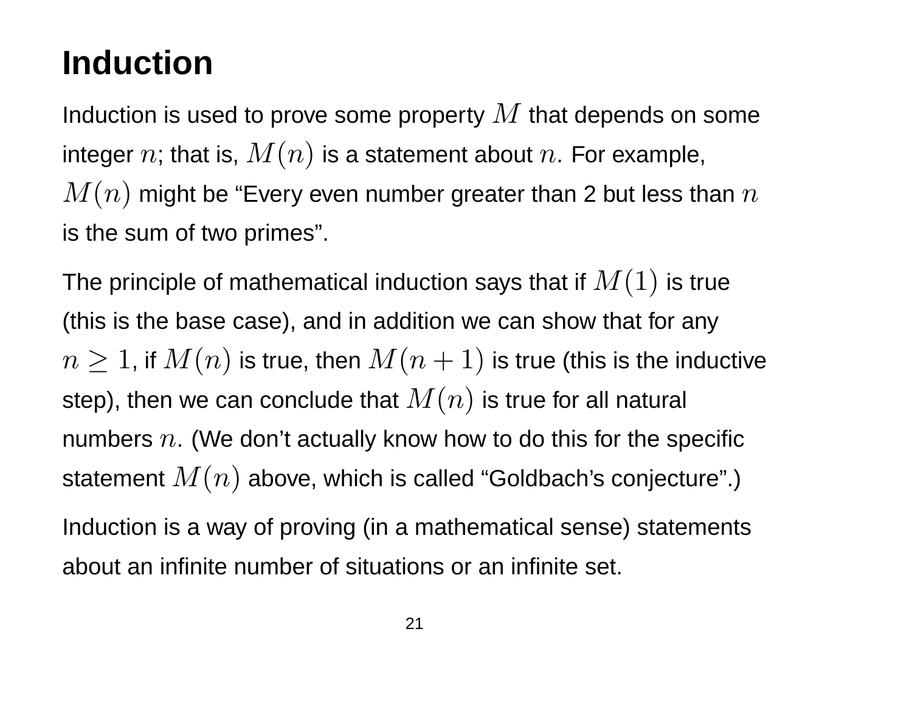# Induction

Induction is used to prove some property $M$ that depends on some integer $n$; that is, $M(n)$ is a statement about $n$. For example, $M(n)$ might be "Every even number greater than 2 but less than $n$ is the sum of two primes".

The principle of mathematical induction says that if $M(1)$ is true (this is the base case), and in addition we can show that for any $n \geq 1$, if $M(n)$ is true, then $M(n+1)$ is true (this is the inductive step), then we can conclude that $M(n)$ is true for all natural numbers $n$. (We don't actually know how to do this for the specific statement $M(n)$ above, which is called "Goldbach's conjecture".)

Induction is a way of proving (in a mathematical sense) statements about an infinite number of situations or an infinite set.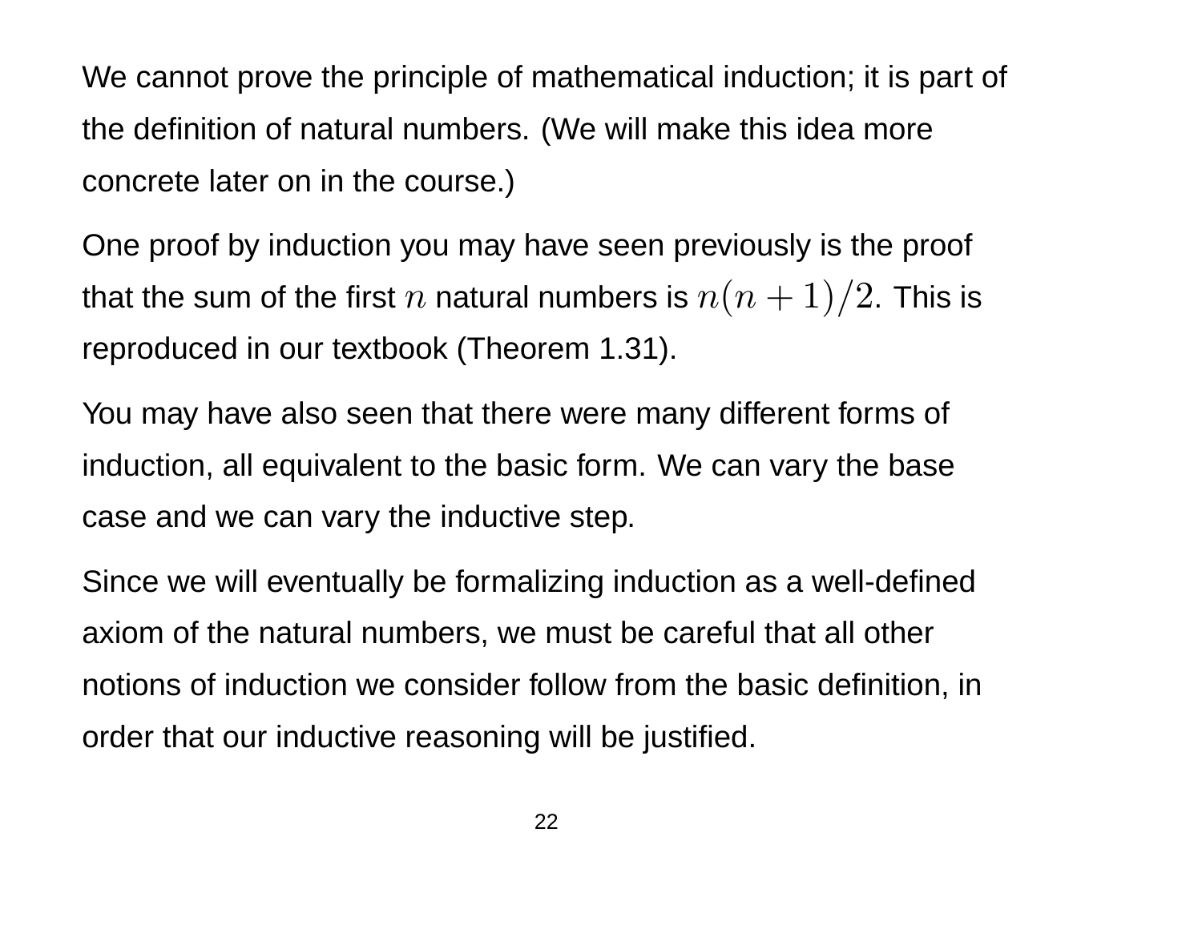We cannot prove the principle of mathematical induction; it is part of the definition of natural numbers. (We will make this idea more concrete later on in the course.)

One proof by induction you may have seen previously is the proof that the sum of the first $n$ natural numbers is $n(n+1)/2$. This is reproduced in our textbook (Theorem 1.31).

You may have also seen that there were many different forms of induction, all equivalent to the basic form. We can vary the base case and we can vary the inductive step.

Since we will eventually be formalizing induction as a well-defined axiom of the natural numbers, we must be careful that all other notions of induction we consider follow from the basic definition, in order that our inductive reasoning will be justified.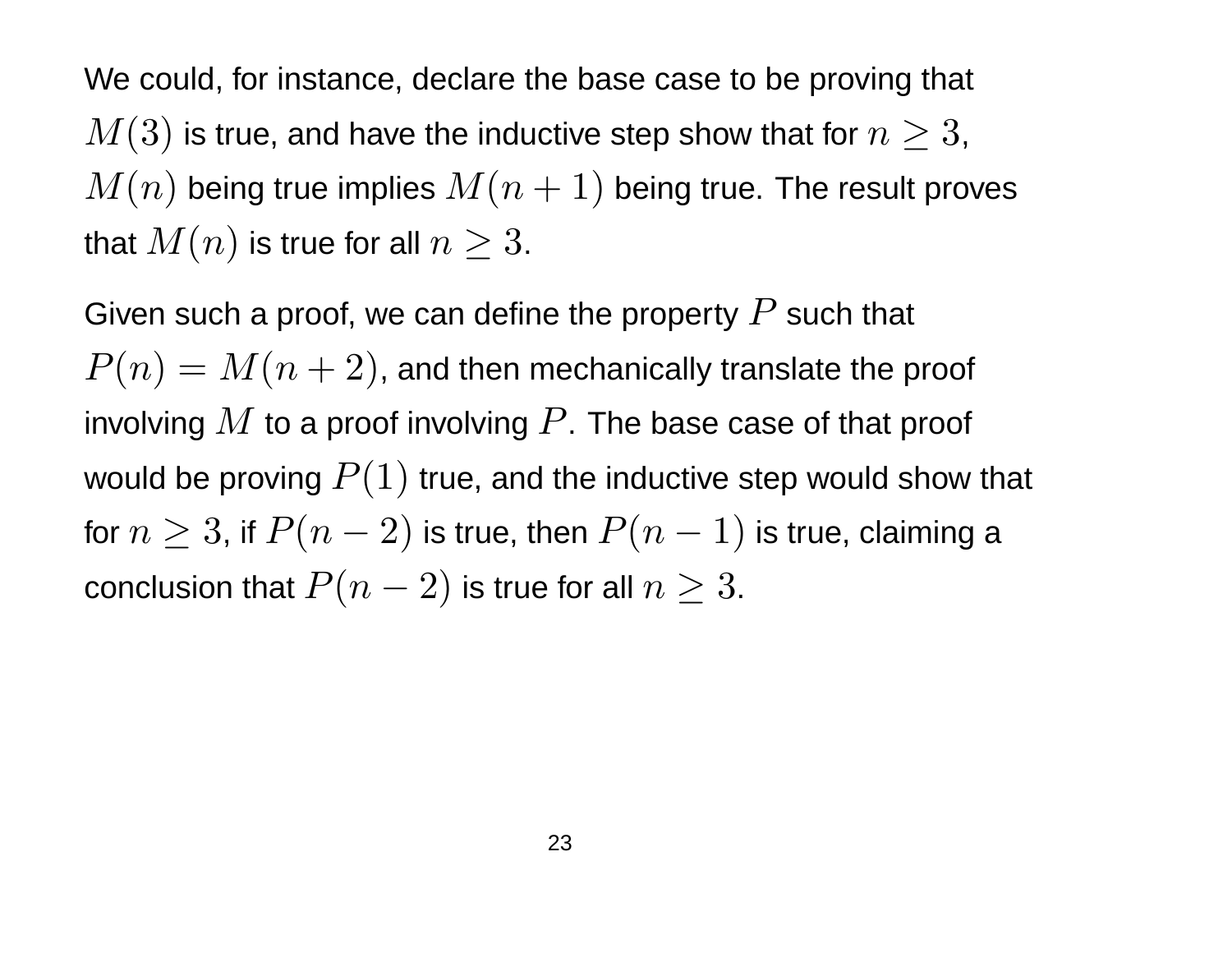We could, for instance, declare the base case to be proving that $M(3)$ is true, and have the inductive step show that for $n \geq 3$, $M(n)$ being true implies $M(n+1)$ being true. The result proves that $M(n)$ is true for all $n \geq 3$.

Given such a proof, we can define the property $P$ such that $P(n) = M(n+2)$, and then mechanically translate the proof involving $M$ to a proof involving $P$. The base case of that proof would be proving $P(1)$ true, and the inductive step would show that for $n \geq 3$, if $P(n-2)$ is true, then $P(n-1)$ is true, claiming a conclusion that $P(n-2)$ is true for all $n \geq 3$.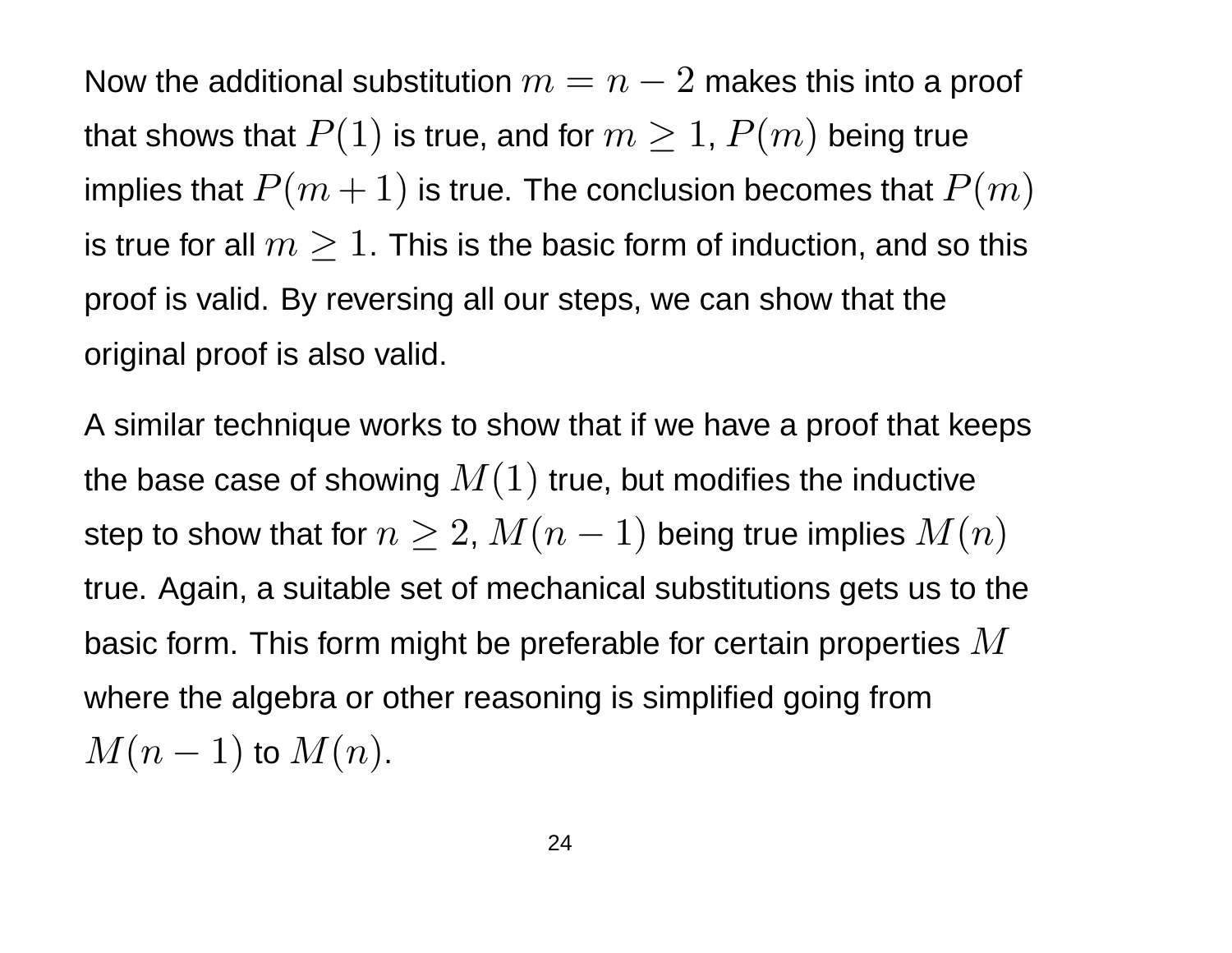Now the additional substitution $m = n - 2$ makes this into a proof that shows that $P(1)$ is true, and for $m \geq 1$, $P(m)$ being true implies that $P(m+1)$ is true. The conclusion becomes that $P(m)$ is true for all $m \geq 1$. This is the basic form of induction, and so this proof is valid. By reversing all our steps, we can show that the original proof is also valid.

A similar technique works to show that if we have a proof that keeps the base case of showing $M(1)$ true, but modifies the inductive step to show that for $n \geq 2$, $M(n-1)$ being true implies $M(n)$ true. Again, a suitable set of mechanical substitutions gets us to the basic form. This form might be preferable for certain properties $M$ where the algebra or other reasoning is simplified going from $M(n-1)$ to $M(n)$.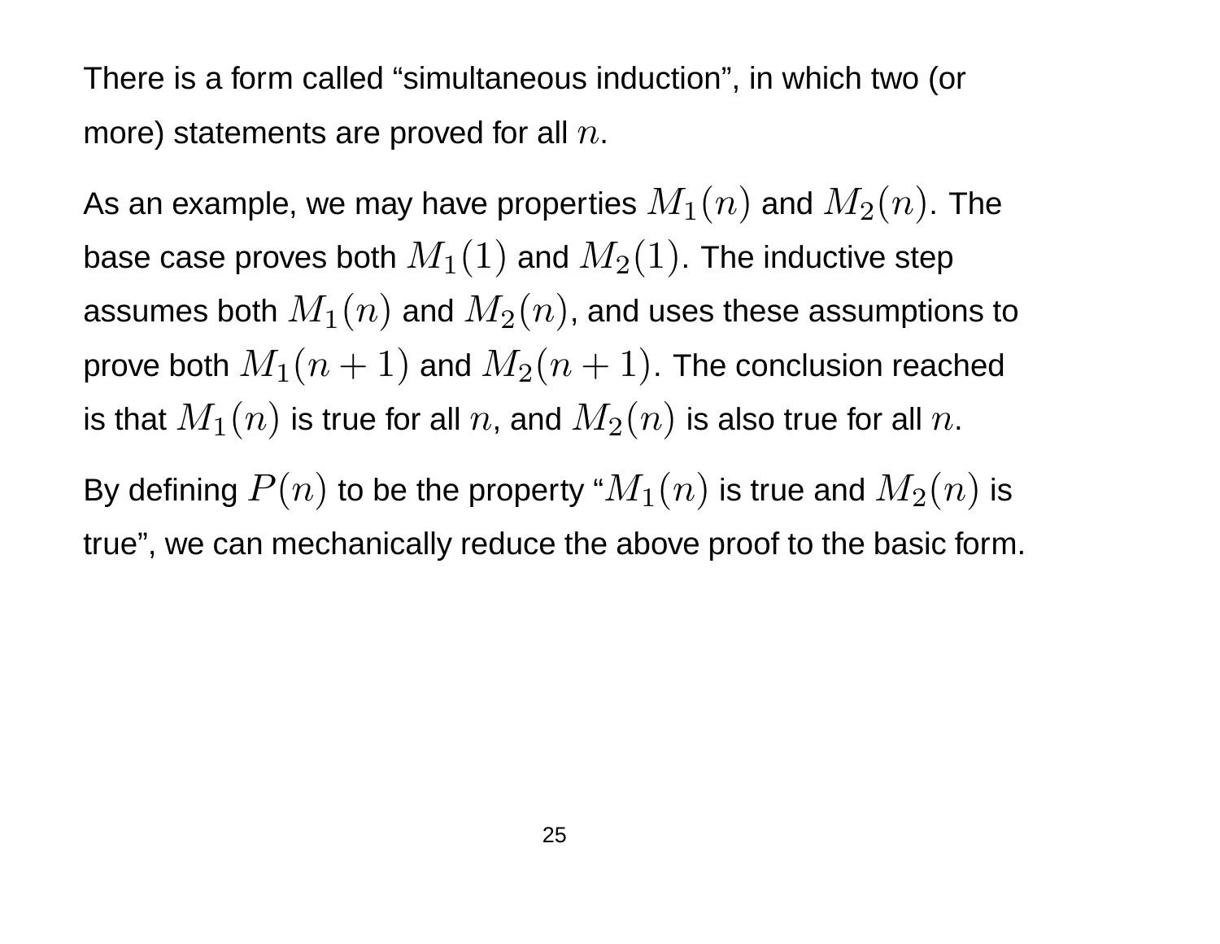There is a form called “simultaneous induction”, in which two (or more) statements are proved for all $n$.

As an example, we may have properties $M_1(n)$ and $M_2(n)$. The base case proves both $M_1(1)$ and $M_2(1)$. The inductive step assumes both $M_1(n)$ and $M_2(n)$, and uses these assumptions to prove both $M_1(n+1)$ and $M_2(n+1)$. The conclusion reached is that $M_1(n)$ is true for all $n$, and $M_2(n)$ is also true for all $n$.

By defining $P(n)$ to be the property “$M_1(n)$ is true and $M_2(n)$ is true”, we can mechanically reduce the above proof to the basic form.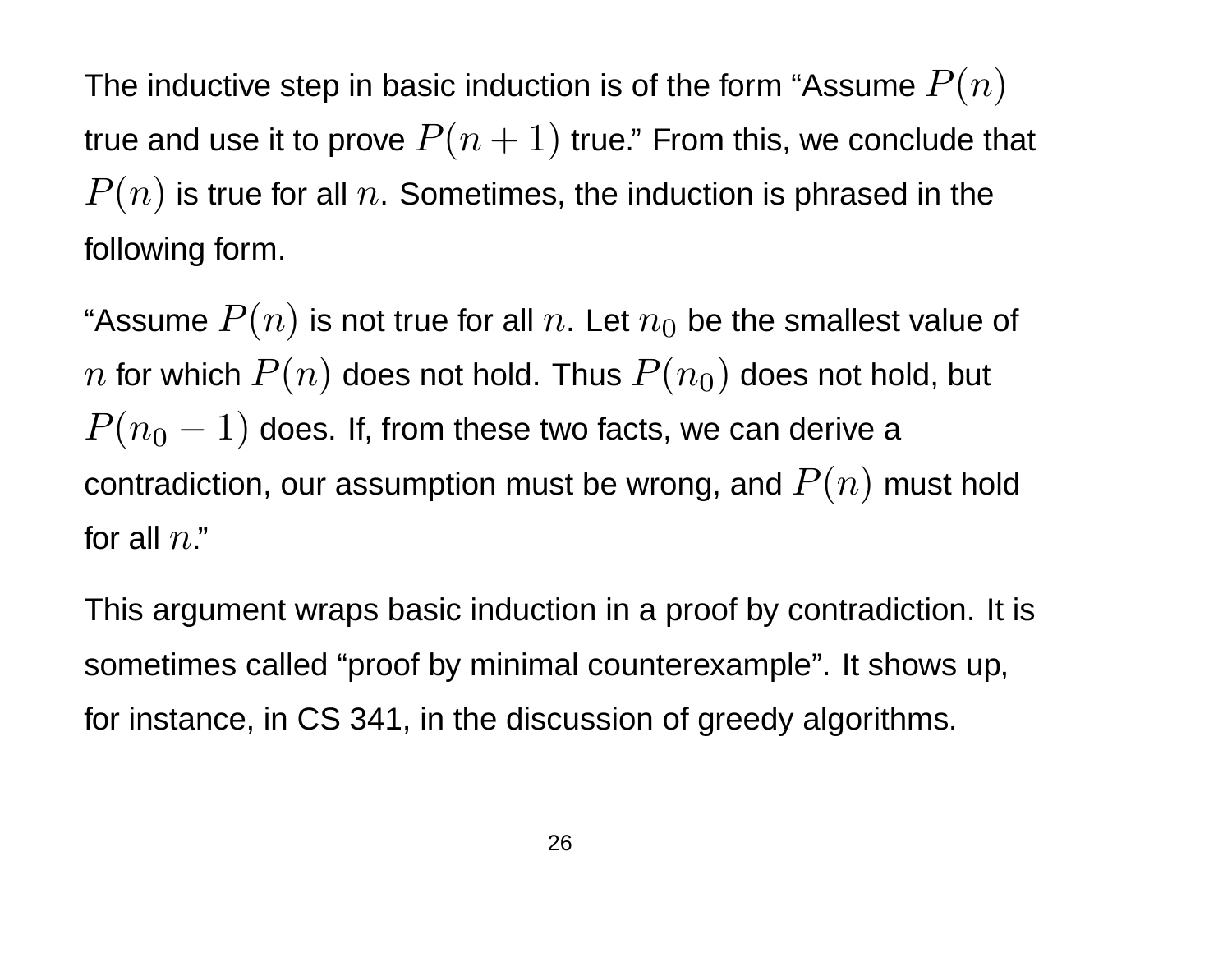The inductive step in basic induction is of the form “Assume $P(n)$ true and use it to prove $P(n+1)$ true.” From this, we conclude that $P(n)$ is true for all $n$. Sometimes, the induction is phrased in the following form.

“Assume $P(n)$ is not true for all $n$. Let $n_0$ be the smallest value of $n$ for which $P(n)$ does not hold. Thus $P(n_0)$ does not hold, but $P(n_0 - 1)$ does. If, from these two facts, we can derive a contradiction, our assumption must be wrong, and $P(n)$ must hold for all $n$.”

This argument wraps basic induction in a proof by contradiction. It is sometimes called “proof by minimal counterexample”. It shows up, for instance, in CS 341, in the discussion of greedy algorithms.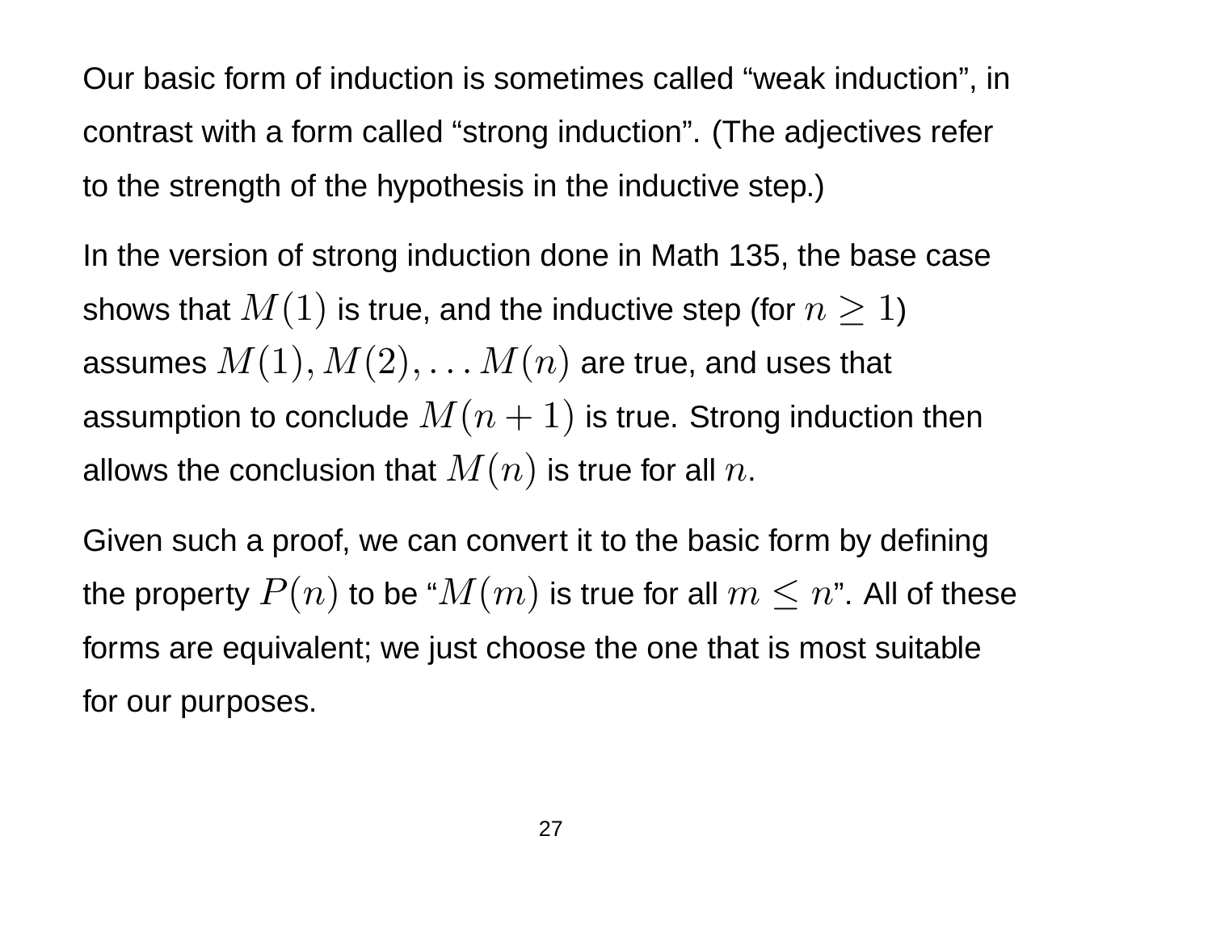Our basic form of induction is sometimes called “weak induction”, in contrast with a form called “strong induction”. (The adjectives refer to the strength of the hypothesis in the inductive step.)

In the version of strong induction done in Math 135, the base case shows that $M(1)$ is true, and the inductive step (for $n \geq 1$) assumes $M(1), M(2), \ldots M(n)$ are true, and uses that assumption to conclude $M(n+1)$ is true. Strong induction then allows the conclusion that $M(n)$ is true for all $n$.

Given such a proof, we can convert it to the basic form by defining the property $P(n)$ to be “$M(m)$ is true for all $m \leq n$”. All of these forms are equivalent; we just choose the one that is most suitable for our purposes.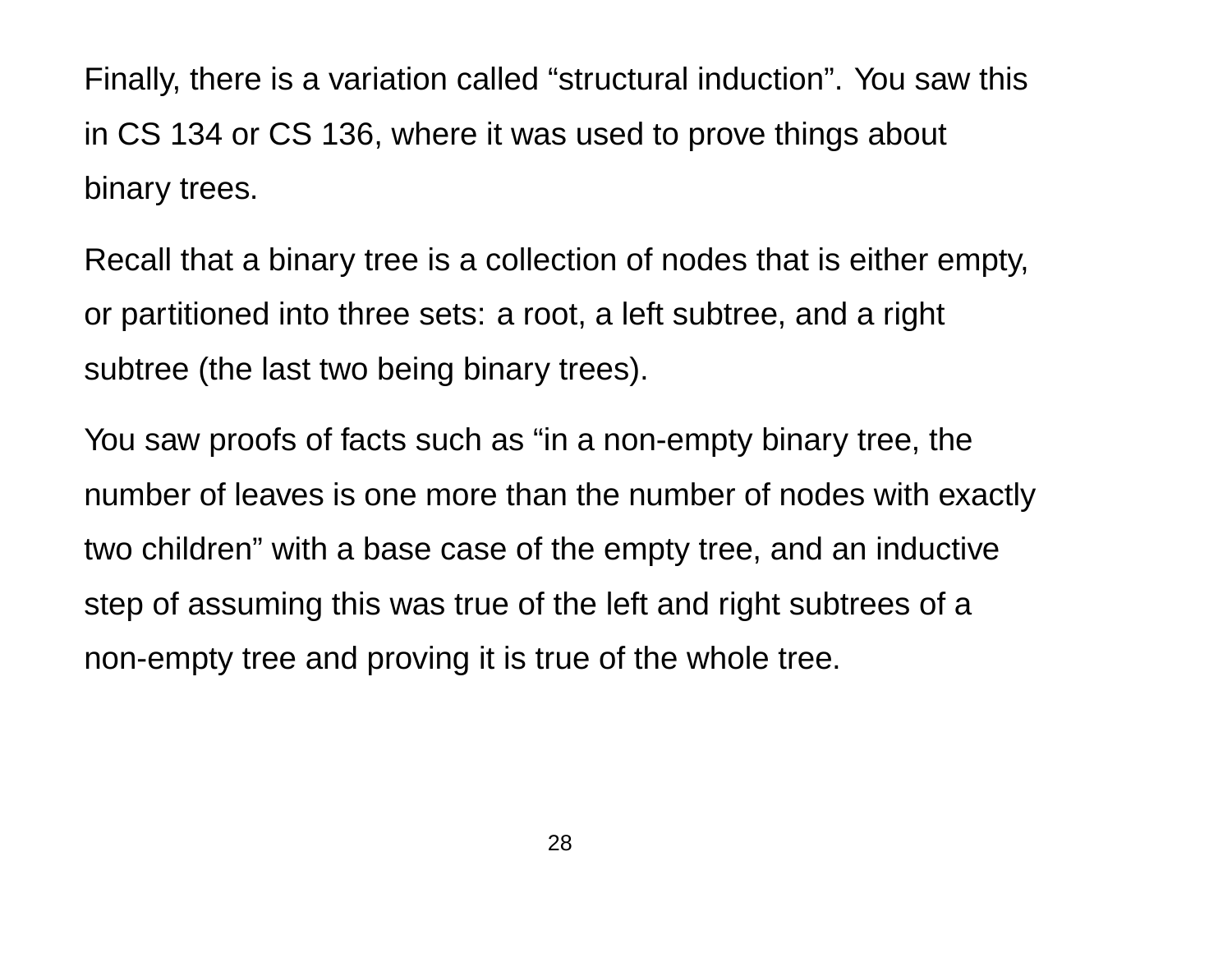Finally, there is a variation called “structural induction”. You saw this in CS 134 or CS 136, where it was used to prove things about binary trees.

Recall that a binary tree is a collection of nodes that is either empty, or partitioned into three sets: a root, a left subtree, and a right subtree (the last two being binary trees).

You saw proofs of facts such as “in a non-empty binary tree, the number of leaves is one more than the number of nodes with exactly two children” with a base case of the empty tree, and an inductive step of assuming this was true of the left and right subtrees of a non-empty tree and proving it is true of the whole tree.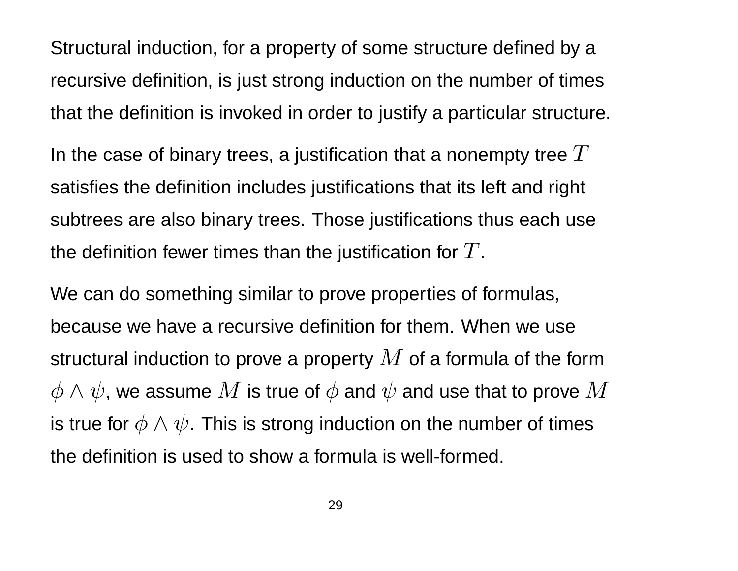Structural induction, for a property of some structure defined by a recursive definition, is just strong induction on the number of times that the definition is invoked in order to justify a particular structure.

In the case of binary trees, a justification that a nonempty tree $T$ satisfies the definition includes justifications that its left and right subtrees are also binary trees. Those justifications thus each use the definition fewer times than the justification for $T$.

We can do something similar to prove properties of formulas, because we have a recursive definition for them. When we use structural induction to prove a property $M$ of a formula of the form $\phi \wedge \psi$, we assume $M$ is true of $\phi$ and $\psi$ and use that to prove $M$ is true for $\phi \wedge \psi$. This is strong induction on the number of times the definition is used to show a formula is well-formed.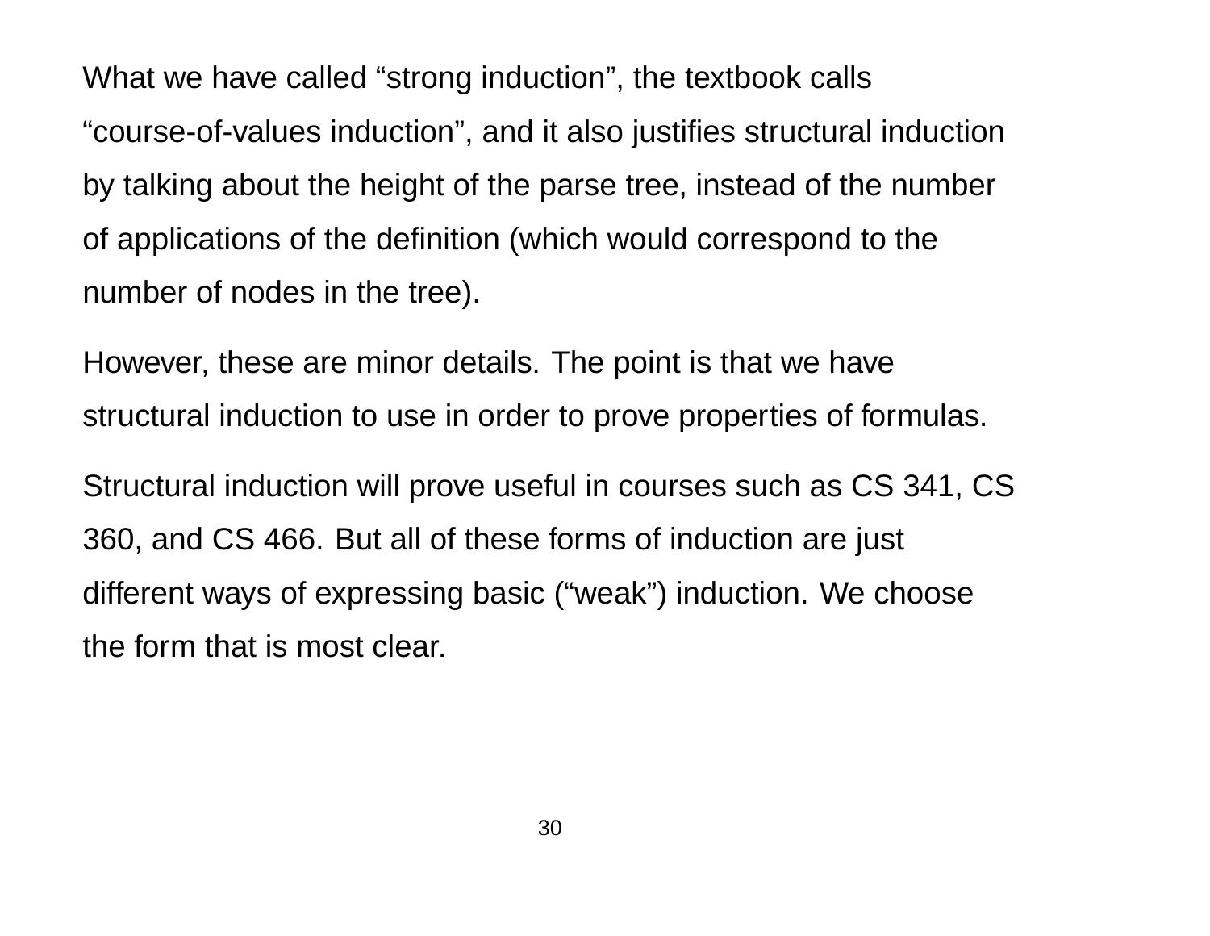What we have called “strong induction”, the textbook calls “course-of-values induction”, and it also justifies structural induction by talking about the height of the parse tree, instead of the number of applications of the definition (which would correspond to the number of nodes in the tree).

However, these are minor details. The point is that we have structural induction to use in order to prove properties of formulas.

Structural induction will prove useful in courses such as CS 341, CS 360, and CS 466. But all of these forms of induction are just different ways of expressing basic (“weak”) induction. We choose the form that is most clear.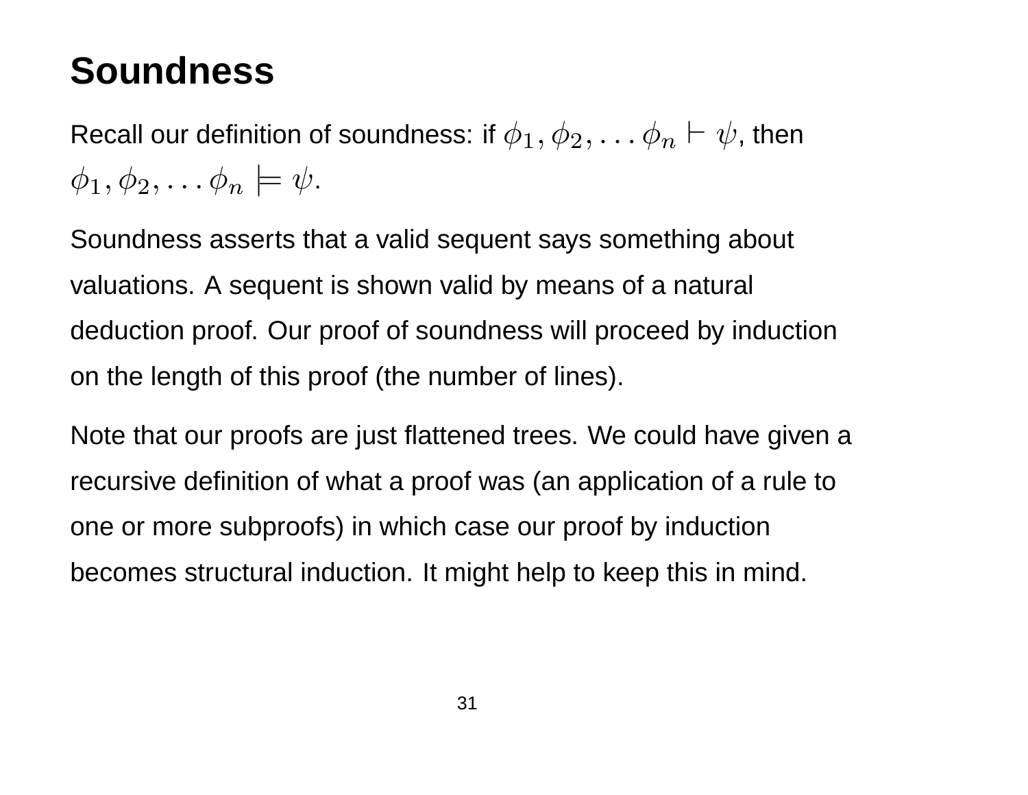# Soundness

Recall our definition of soundness: if $\phi_1, \phi_2, \ldots \phi_n \vdash \psi$, then $\phi_1, \phi_2, \ldots \phi_n \models \psi$.

Soundness asserts that a valid sequent says something about valuations. A sequent is shown valid by means of a natural deduction proof. Our proof of soundness will proceed by induction on the length of this proof (the number of lines).

Note that our proofs are just flattened trees. We could have given a recursive definition of what a proof was (an application of a rule to one or more subproofs) in which case our proof by induction becomes structural induction. It might help to keep this in mind.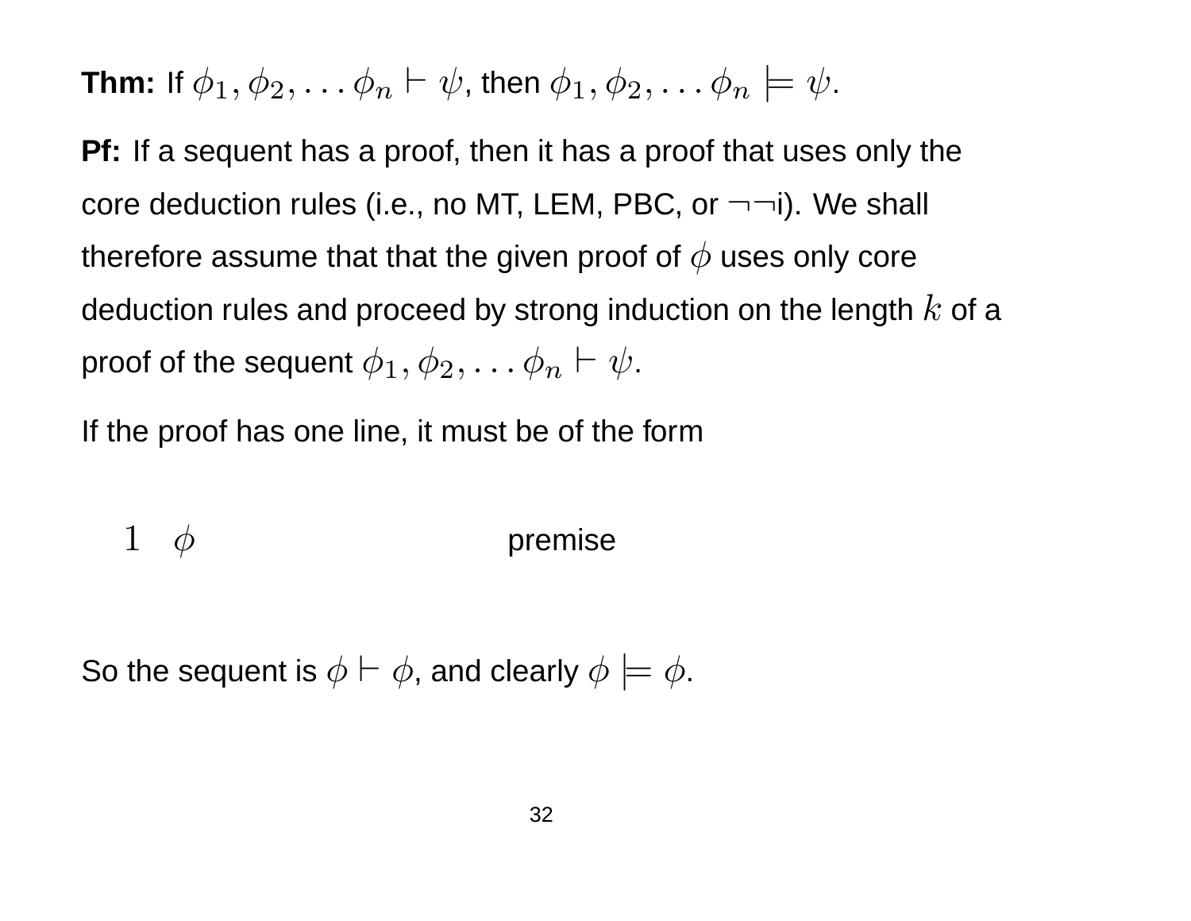**Thm:** If $\phi_1, \phi_2, \ldots \phi_n \vdash \psi$, then $\phi_1, \phi_2, \ldots \phi_n \models \psi$.

**Pf:** If a sequent has a proof, then it has a proof that uses only the core deduction rules (i.e., no MT, LEM, PBC, or $\neg\neg$i). We shall therefore assume that that the given proof of $\phi$ uses only core deduction rules and proceed by strong induction on the length $k$ of a proof of the sequent $\phi_1, \phi_2, \ldots \phi_n \vdash \psi$.

If the proof has one line, it must be of the form

| | | |
|---|---|---|
| $1$ | $\phi$ | premise |

So the sequent is $\phi \vdash \phi$, and clearly $\phi \models \phi$.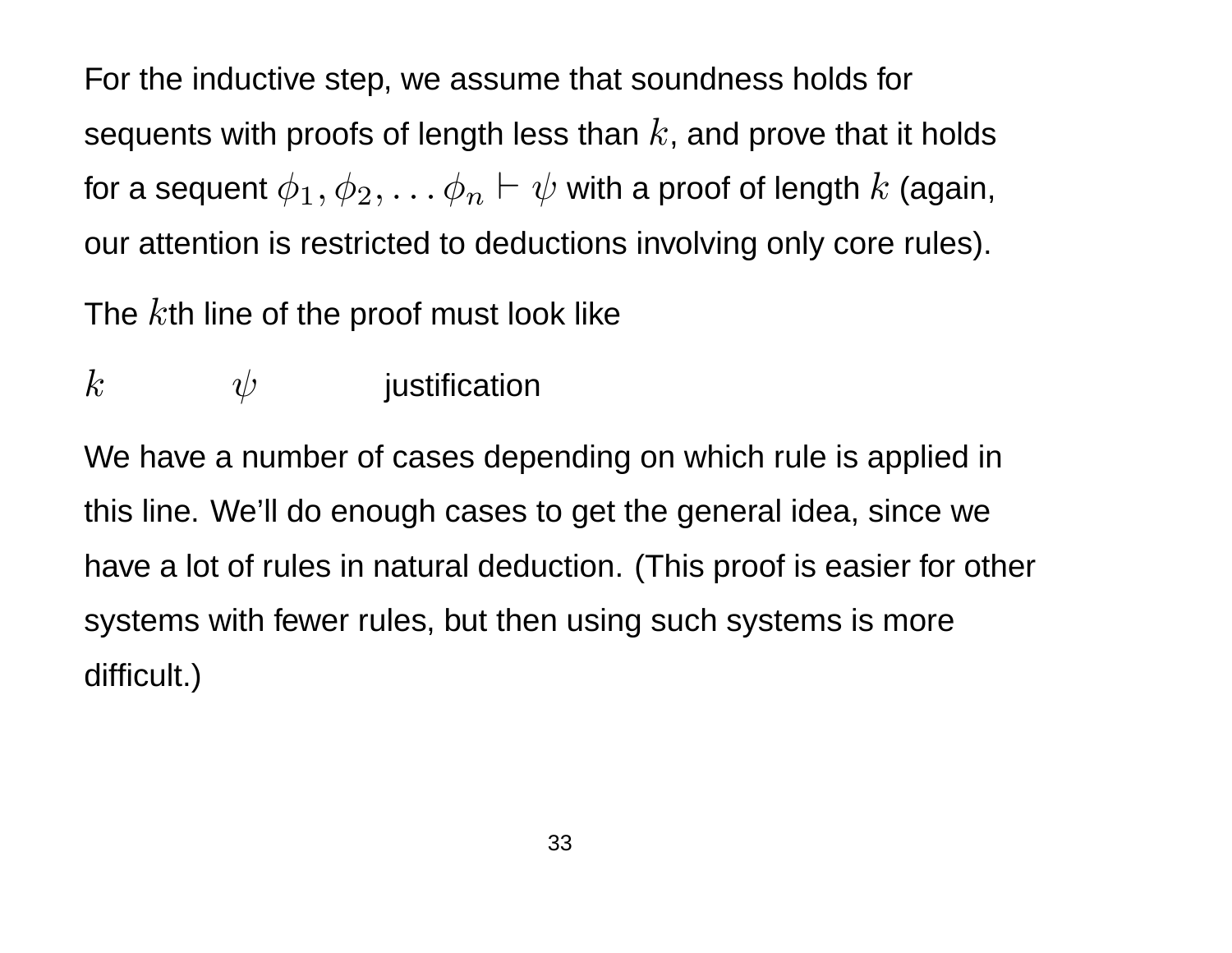For the inductive step, we assume that soundness holds for sequents with proofs of length less than $k$, and prove that it holds for a sequent $\phi_1, \phi_2, \ldots \phi_n \vdash \psi$ with a proof of length $k$ (again, our attention is restricted to deductions involving only core rules).

The $k$th line of the proof must look like

$k$ $\qquad\qquad$ $\psi$ $\qquad\qquad$ justification

We have a number of cases depending on which rule is applied in this line. We'll do enough cases to get the general idea, since we have a lot of rules in natural deduction. (This proof is easier for other systems with fewer rules, but then using such systems is more difficult.)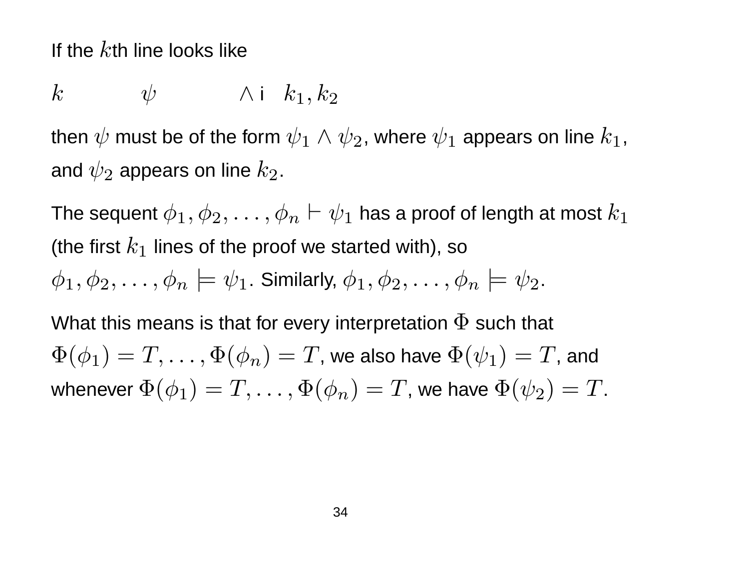If the $k$th line looks like

$$k \qquad \psi \qquad \wedge \text{i} \quad k_1, k_2$$

then $\psi$ must be of the form $\psi_1 \wedge \psi_2$, where $\psi_1$ appears on line $k_1$, and $\psi_2$ appears on line $k_2$.

The sequent $\phi_1, \phi_2, \ldots, \phi_n \vdash \psi_1$ has a proof of length at most $k_1$ (the first $k_1$ lines of the proof we started with), so $\phi_1, \phi_2, \ldots, \phi_n \models \psi_1$. Similarly, $\phi_1, \phi_2, \ldots, \phi_n \models \psi_2$.

What this means is that for every interpretation $\Phi$ such that $\Phi(\phi_1) = T, \ldots, \Phi(\phi_n) = T$, we also have $\Phi(\psi_1) = T$, and whenever $\Phi(\phi_1) = T, \ldots, \Phi(\phi_n) = T$, we have $\Phi(\psi_2) = T$.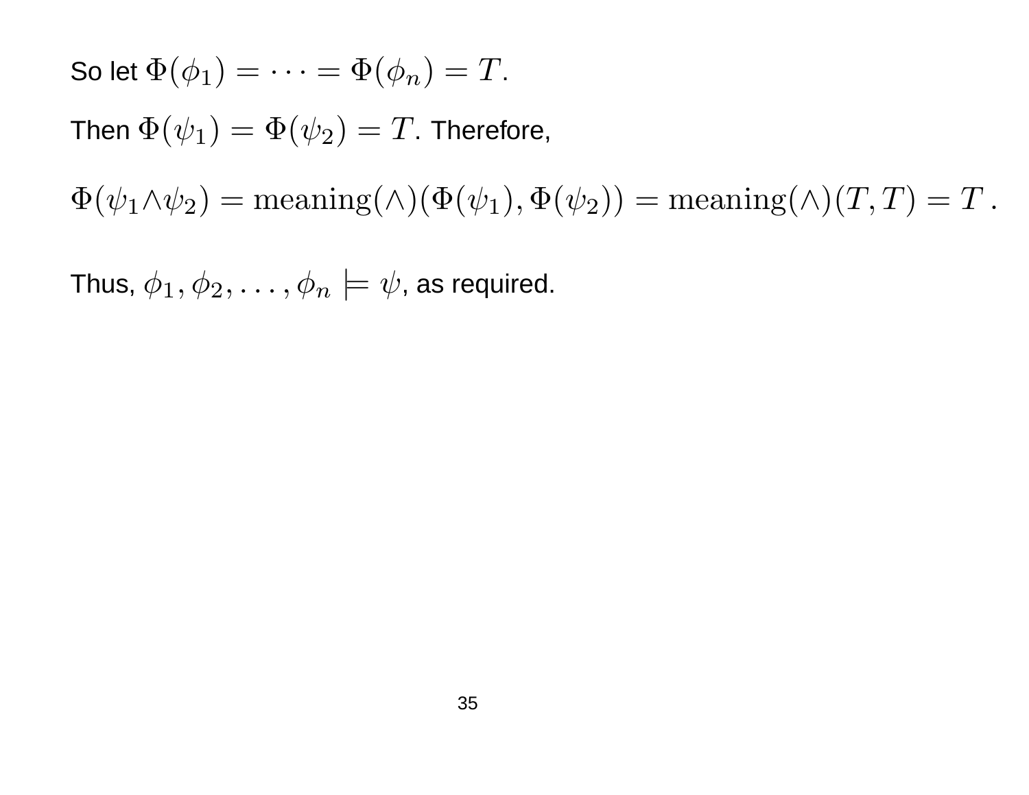So let $\Phi(\phi_1) = \cdots = \Phi(\phi_n) = T$.

Then $\Phi(\psi_1) = \Phi(\psi_2) = T$. Therefore,

$$\Phi(\psi_1 \wedge \psi_2) = \mathrm{meaning}(\wedge)(\Phi(\psi_1), \Phi(\psi_2)) = \mathrm{meaning}(\wedge)(T, T) = T\,.$$

Thus, $\phi_1, \phi_2, \ldots, \phi_n \models \psi$, as required.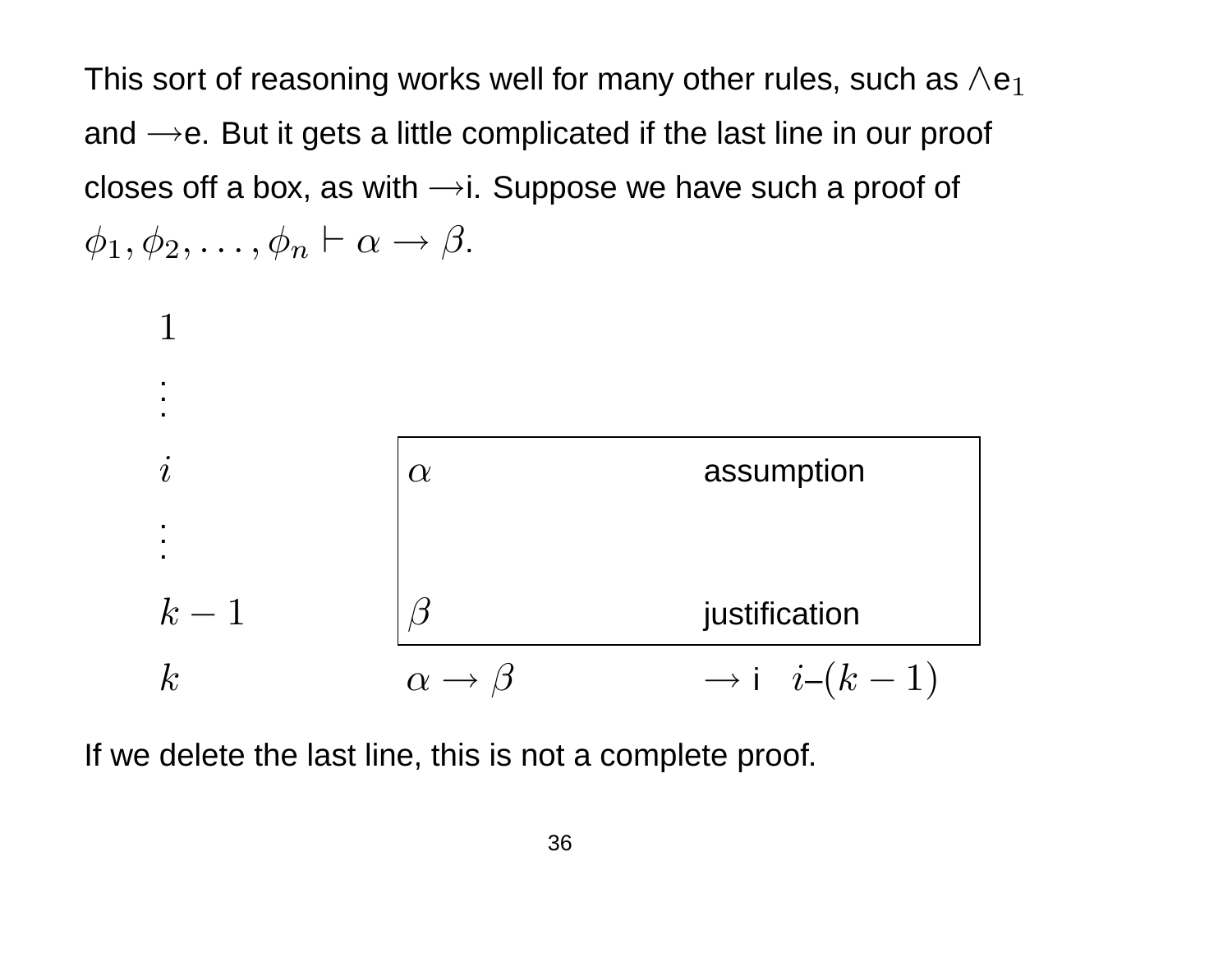This sort of reasoning works well for many other rules, such as $\wedge$e$_1$ and $\rightarrow$e. But it gets a little complicated if the last line in our proof closes off a box, as with $\rightarrow$i. Suppose we have such a proof of $\phi_1, \phi_2, \ldots, \phi_n \vdash \alpha \rightarrow \beta$.

| Line | Formula | Justification |
| --- | --- | --- |
| $1$ | | |
| $\vdots$ | | |
| $i$ | $\alpha$ | assumption |
| $\vdots$ | | |
| $k-1$ | $\beta$ | justification |
| $k$ | $\alpha \rightarrow \beta$ | $\rightarrow$ i $\quad i$–$(k-1)$ |

(Lines $i$ through $k-1$ are enclosed in a box.)

If we delete the last line, this is not a complete proof.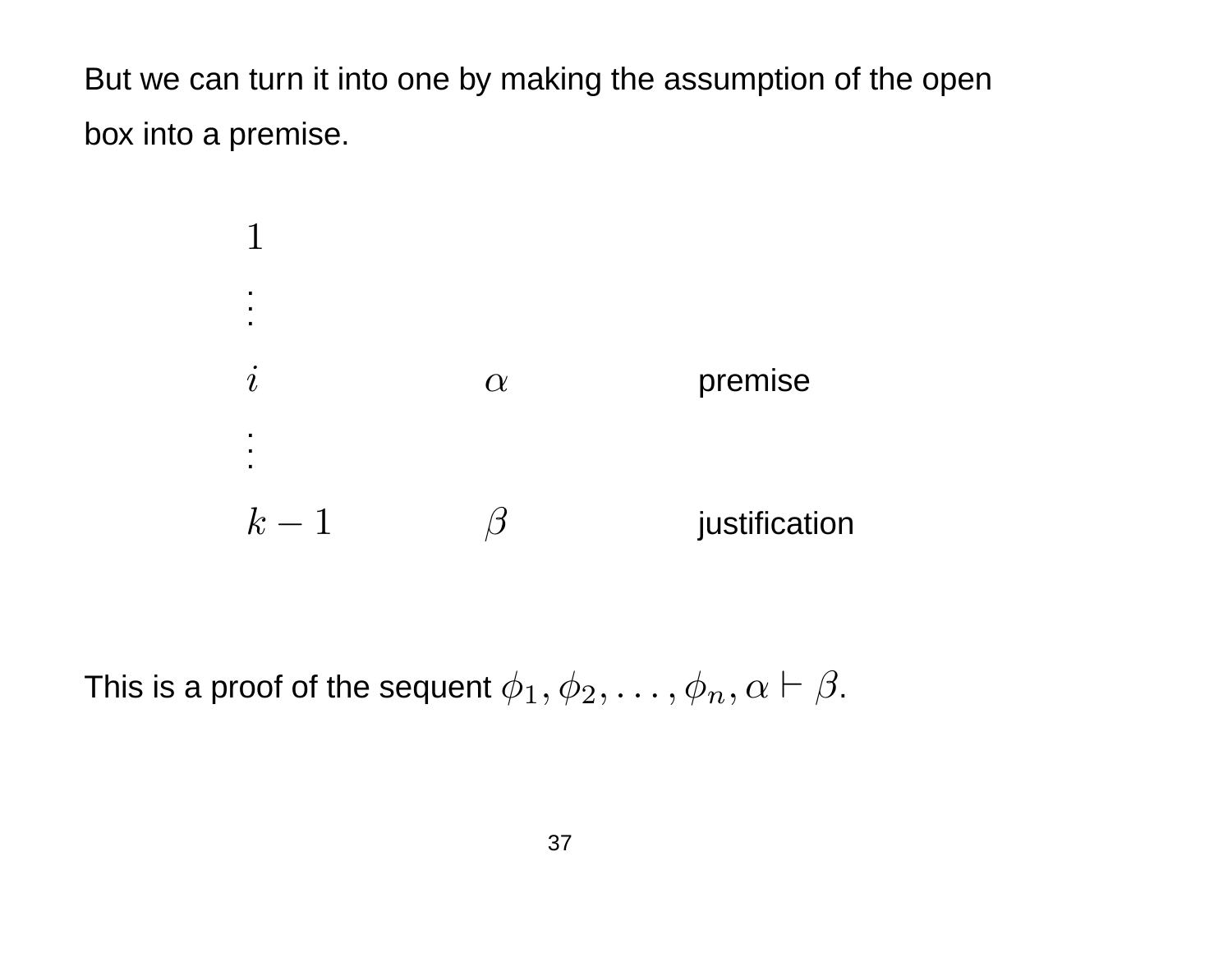But we can turn it into one by making the assumption of the open box into a premise.

| | | |
|---|---|---|
| $1$ | | |
| $\vdots$ | | |
| $i$ | $\alpha$ | premise |
| $\vdots$ | | |
| $k-1$ | $\beta$ | justification |

This is a proof of the sequent $\phi_1, \phi_2, \ldots, \phi_n, \alpha \vdash \beta$.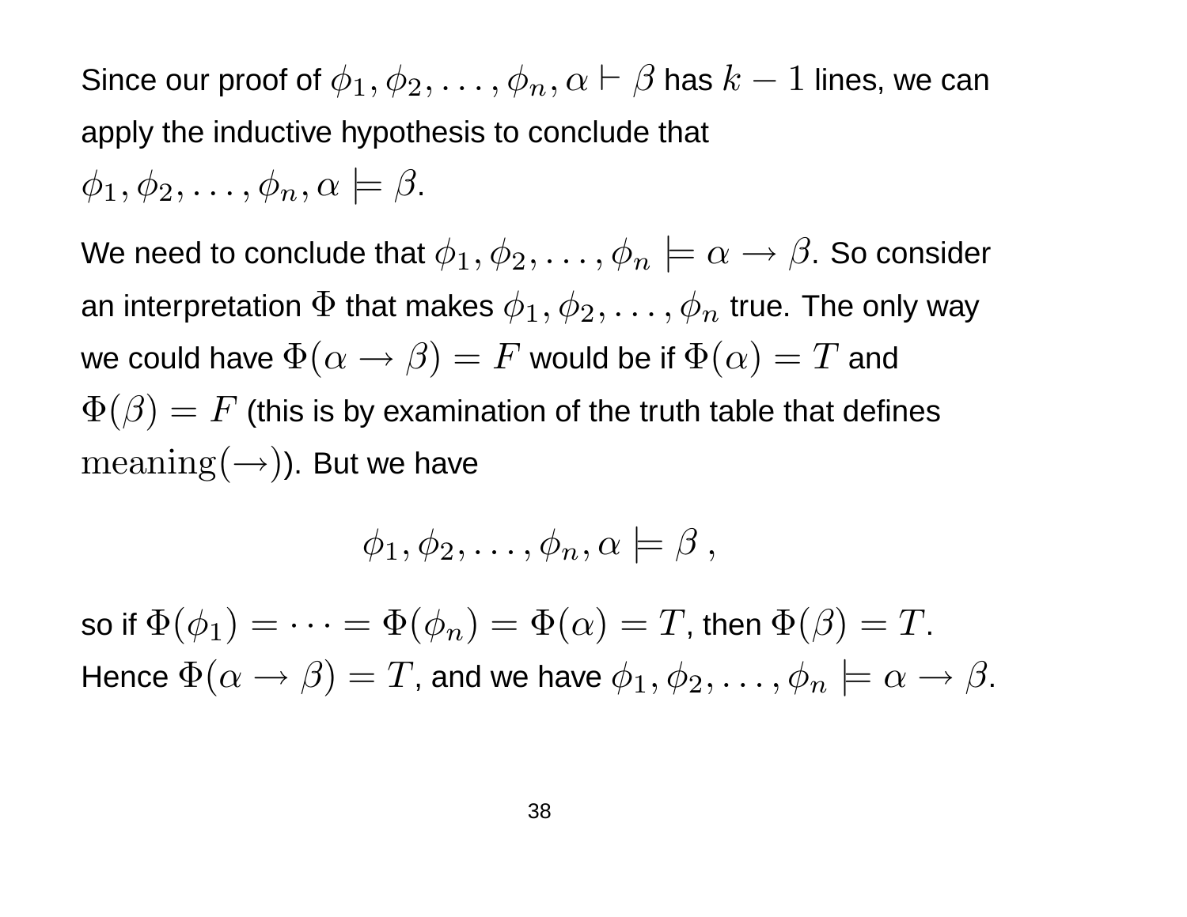Since our proof of $\phi_1, \phi_2, \ldots, \phi_n, \alpha \vdash \beta$ has $k-1$ lines, we can apply the inductive hypothesis to conclude that $\phi_1, \phi_2, \ldots, \phi_n, \alpha \models \beta$.

We need to conclude that $\phi_1, \phi_2, \ldots, \phi_n \models \alpha \rightarrow \beta$. So consider an interpretation $\Phi$ that makes $\phi_1, \phi_2, \ldots, \phi_n$ true. The only way we could have $\Phi(\alpha \rightarrow \beta) = F$ would be if $\Phi(\alpha) = T$ and $\Phi(\beta) = F$ (this is by examination of the truth table that defines $\text{meaning}(\rightarrow)$). But we have

$$\phi_1, \phi_2, \ldots, \phi_n, \alpha \models \beta \, ,$$

so if $\Phi(\phi_1) = \cdots = \Phi(\phi_n) = \Phi(\alpha) = T$, then $\Phi(\beta) = T$. Hence $\Phi(\alpha \rightarrow \beta) = T$, and we have $\phi_1, \phi_2, \ldots, \phi_n \models \alpha \rightarrow \beta$.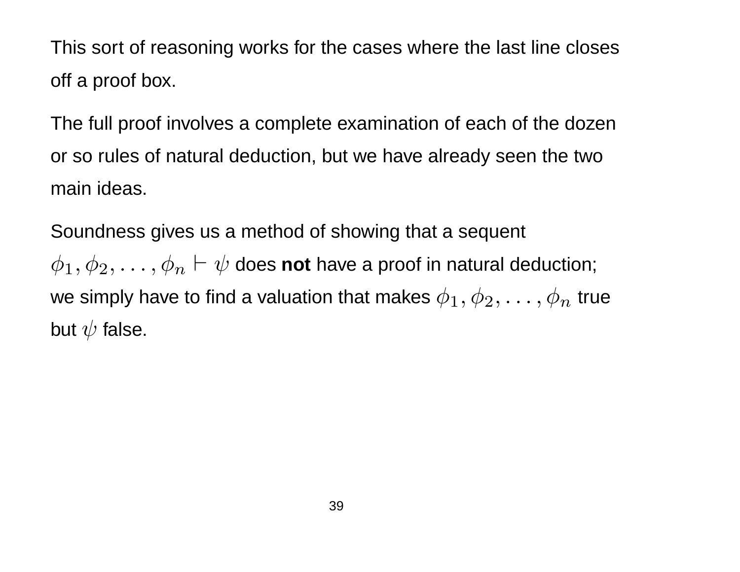This sort of reasoning works for the cases where the last line closes off a proof box.

The full proof involves a complete examination of each of the dozen or so rules of natural deduction, but we have already seen the two main ideas.

Soundness gives us a method of showing that a sequent $\phi_1, \phi_2, \ldots, \phi_n \vdash \psi$ does **not** have a proof in natural deduction; we simply have to find a valuation that makes $\phi_1, \phi_2, \ldots, \phi_n$ true but $\psi$ false.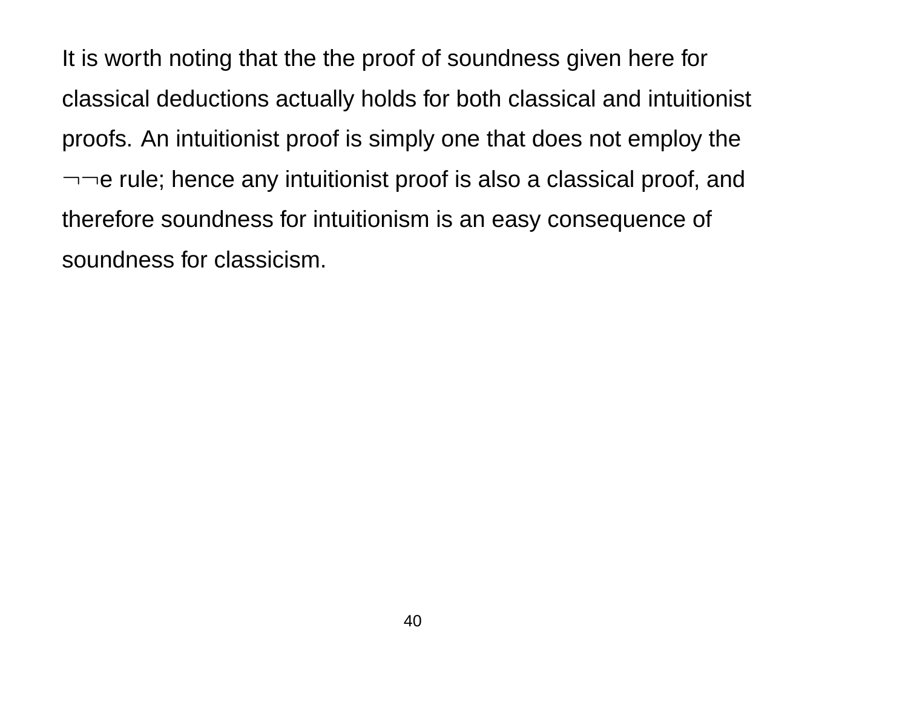It is worth noting that the the proof of soundness given here for classical deductions actually holds for both classical and intuitionist proofs. An intuitionist proof is simply one that does not employ the $\neg\neg$e rule; hence any intuitionist proof is also a classical proof, and therefore soundness for intuitionism is an easy consequence of soundness for classicism.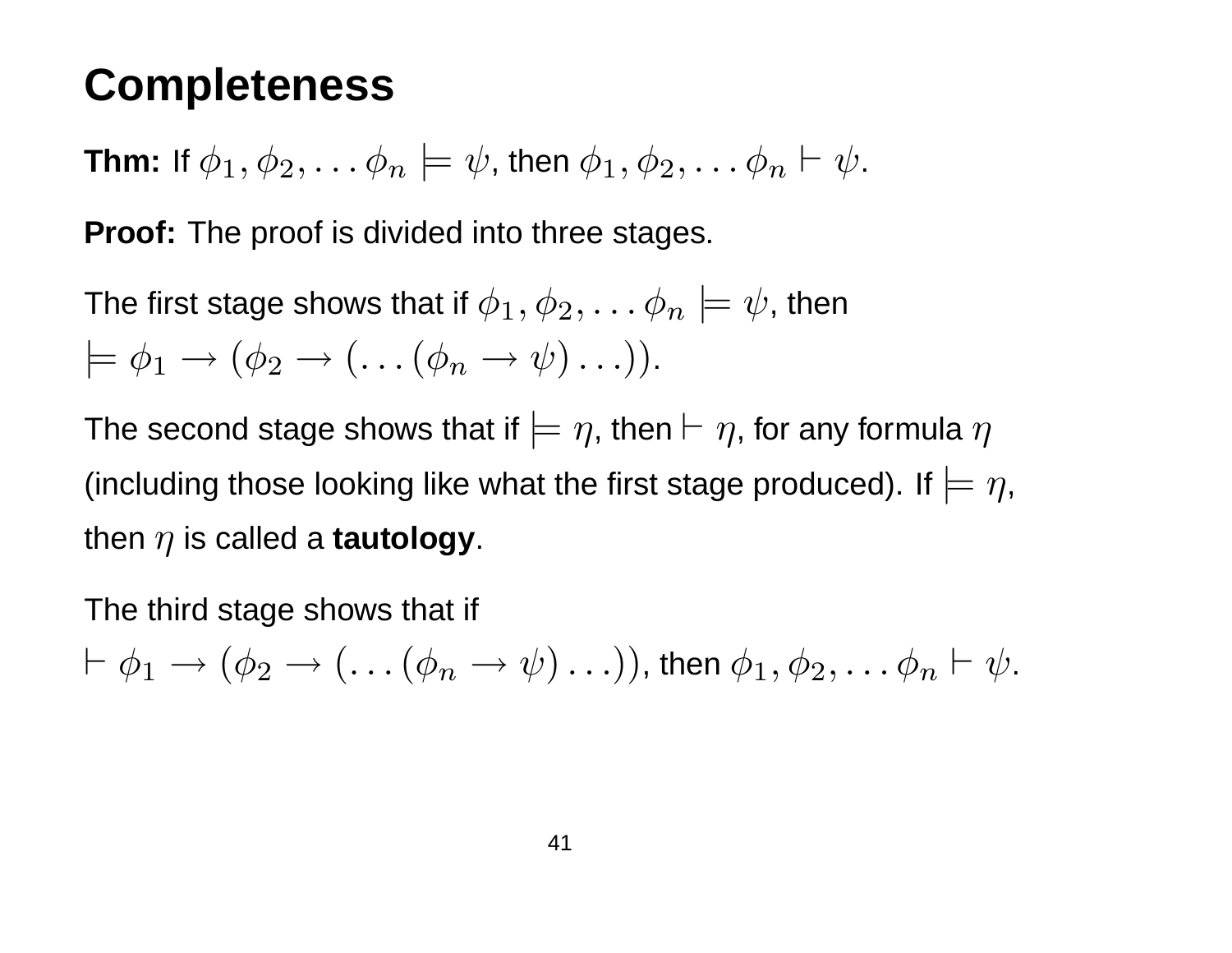# Completeness

**Thm:** If $\phi_1, \phi_2, \ldots \phi_n \models \psi$, then $\phi_1, \phi_2, \ldots \phi_n \vdash \psi$.

**Proof:** The proof is divided into three stages.

The first stage shows that if $\phi_1, \phi_2, \ldots \phi_n \models \psi$, then $\models \phi_1 \rightarrow (\phi_2 \rightarrow (\ldots(\phi_n \rightarrow \psi)\ldots))$.

The second stage shows that if $\models \eta$, then $\vdash \eta$, for any formula $\eta$ (including those looking like what the first stage produced). If $\models \eta$, then $\eta$ is called a **tautology**.

The third stage shows that if $\vdash \phi_1 \rightarrow (\phi_2 \rightarrow (\ldots(\phi_n \rightarrow \psi)\ldots))$, then $\phi_1, \phi_2, \ldots \phi_n \vdash \psi$.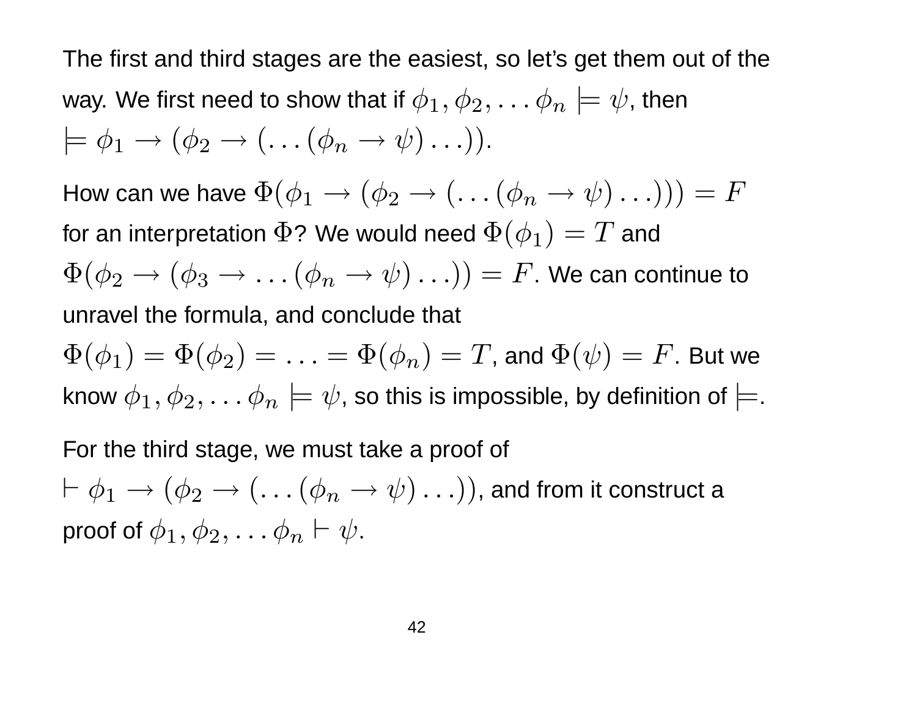The first and third stages are the easiest, so let's get them out of the way. We first need to show that if $\phi_1, \phi_2, \ldots \phi_n \models \psi$, then $\models \phi_1 \rightarrow (\phi_2 \rightarrow (\ldots(\phi_n \rightarrow \psi)\ldots))$.

How can we have $\Phi(\phi_1 \rightarrow (\phi_2 \rightarrow (\ldots(\phi_n \rightarrow \psi)\ldots))) = F$ for an interpretation $\Phi$? We would need $\Phi(\phi_1) = T$ and $\Phi(\phi_2 \rightarrow (\phi_3 \rightarrow \ldots(\phi_n \rightarrow \psi)\ldots)) = F$. We can continue to unravel the formula, and conclude that $\Phi(\phi_1) = \Phi(\phi_2) = \ldots = \Phi(\phi_n) = T$, and $\Phi(\psi) = F$. But we know $\phi_1, \phi_2, \ldots \phi_n \models \psi$, so this is impossible, by definition of $\models$.

For the third stage, we must take a proof of $\vdash \phi_1 \rightarrow (\phi_2 \rightarrow (\ldots(\phi_n \rightarrow \psi)\ldots))$, and from it construct a proof of $\phi_1, \phi_2, \ldots \phi_n \vdash \psi$.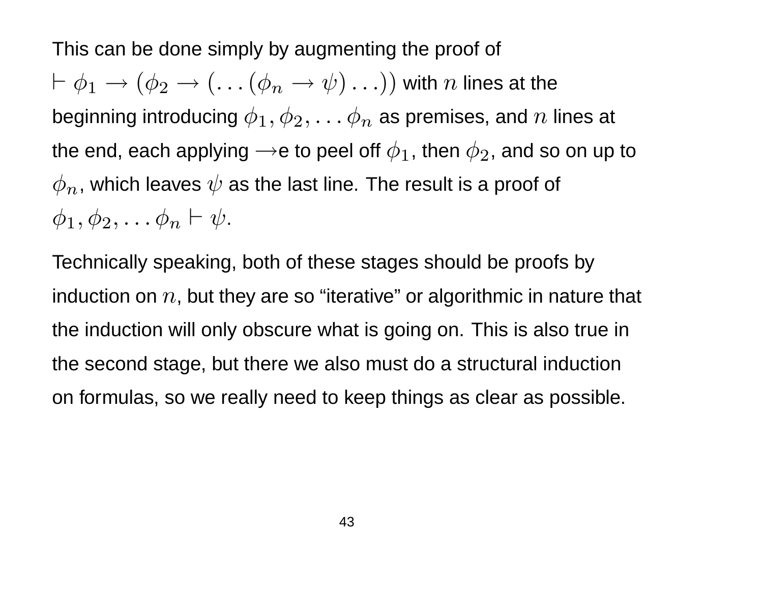This can be done simply by augmenting the proof of $\vdash \phi_1 \rightarrow (\phi_2 \rightarrow (\ldots(\phi_n \rightarrow \psi)\ldots))$ with $n$ lines at the beginning introducing $\phi_1, \phi_2, \ldots \phi_n$ as premises, and $n$ lines at the end, each applying $\rightarrow$e to peel off $\phi_1$, then $\phi_2$, and so on up to $\phi_n$, which leaves $\psi$ as the last line. The result is a proof of $\phi_1, \phi_2, \ldots \phi_n \vdash \psi$.

Technically speaking, both of these stages should be proofs by induction on $n$, but they are so "iterative" or algorithmic in nature that the induction will only obscure what is going on. This is also true in the second stage, but there we also must do a structural induction on formulas, so we really need to keep things as clear as possible.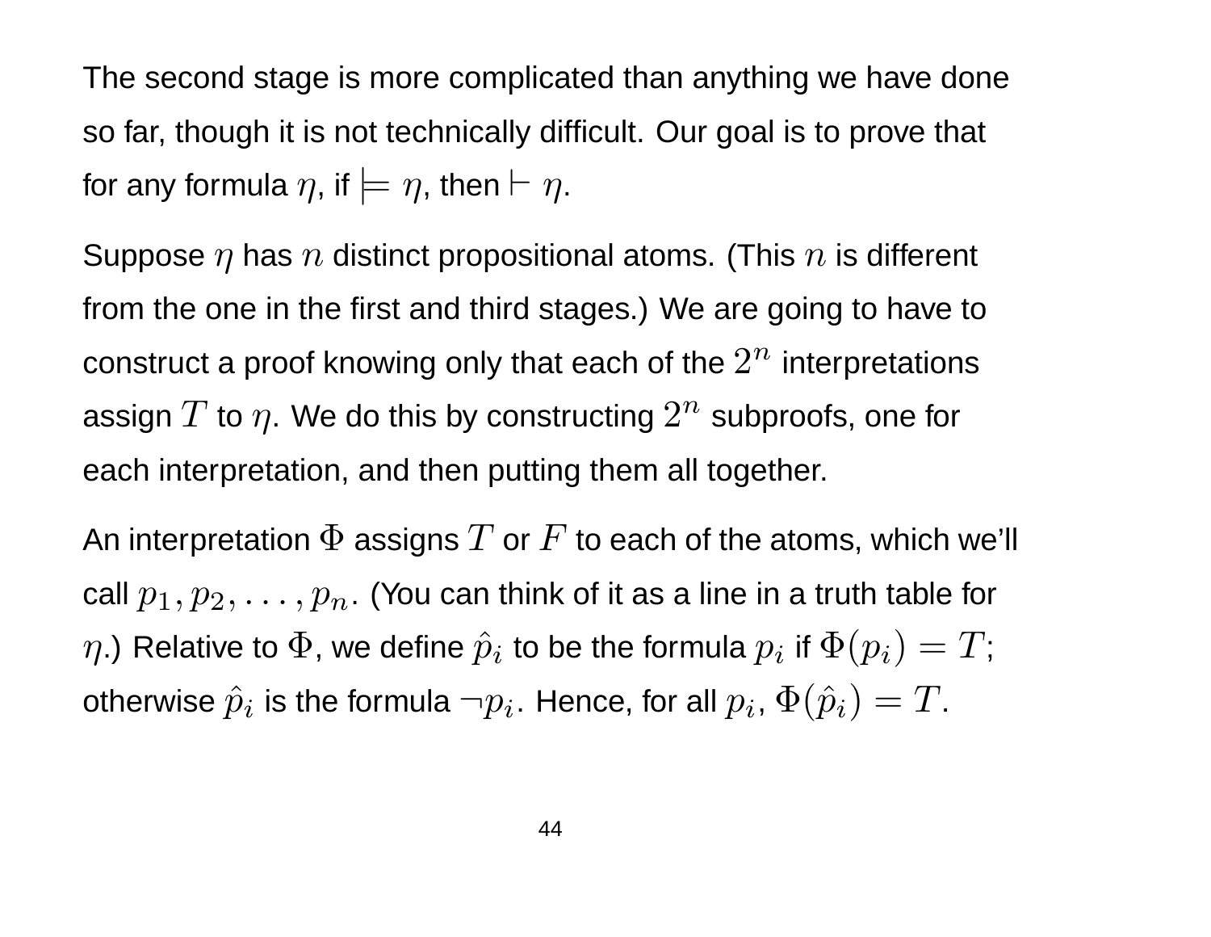The second stage is more complicated than anything we have done so far, though it is not technically difficult. Our goal is to prove that for any formula $\eta$, if $\models \eta$, then $\vdash \eta$.

Suppose $\eta$ has $n$ distinct propositional atoms. (This $n$ is different from the one in the first and third stages.) We are going to have to construct a proof knowing only that each of the $2^n$ interpretations assign $T$ to $\eta$. We do this by constructing $2^n$ subproofs, one for each interpretation, and then putting them all together.

An interpretation $\Phi$ assigns $T$ or $F$ to each of the atoms, which we'll call $p_1, p_2, \ldots, p_n$. (You can think of it as a line in a truth table for $\eta$.) Relative to $\Phi$, we define $\hat{p}_i$ to be the formula $p_i$ if $\Phi(p_i) = T$; otherwise $\hat{p}_i$ is the formula $\neg p_i$. Hence, for all $p_i$, $\Phi(\hat{p}_i) = T$.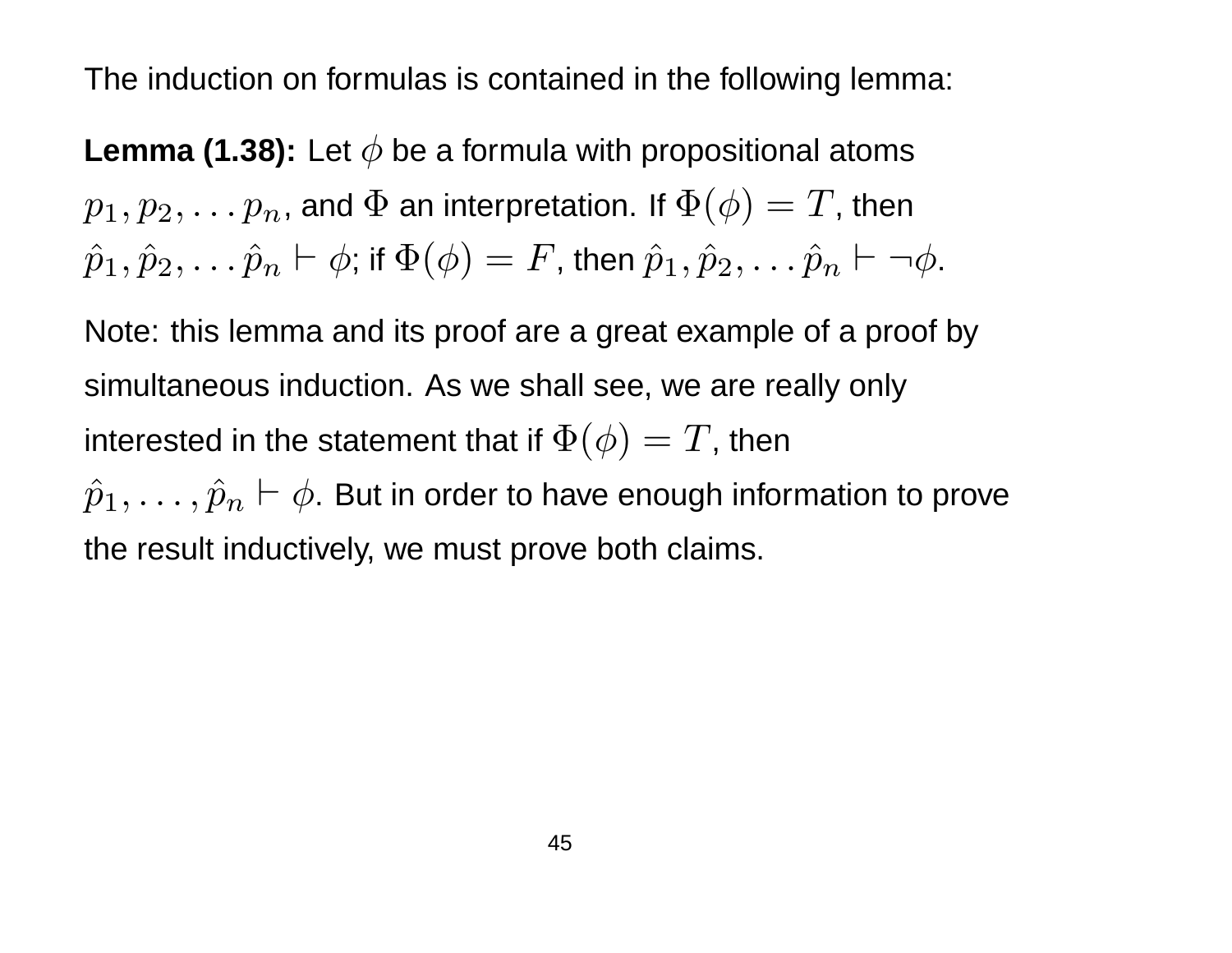The induction on formulas is contained in the following lemma:

**Lemma (1.38):** Let $\phi$ be a formula with propositional atoms $p_1, p_2, \ldots p_n$, and $\Phi$ an interpretation. If $\Phi(\phi) = T$, then $\hat{p}_1, \hat{p}_2, \ldots \hat{p}_n \vdash \phi$; if $\Phi(\phi) = F$, then $\hat{p}_1, \hat{p}_2, \ldots \hat{p}_n \vdash \neg\phi$.

Note: this lemma and its proof are a great example of a proof by simultaneous induction. As we shall see, we are really only interested in the statement that if $\Phi(\phi) = T$, then $\hat{p}_1, \ldots, \hat{p}_n \vdash \phi$. But in order to have enough information to prove the result inductively, we must prove both claims.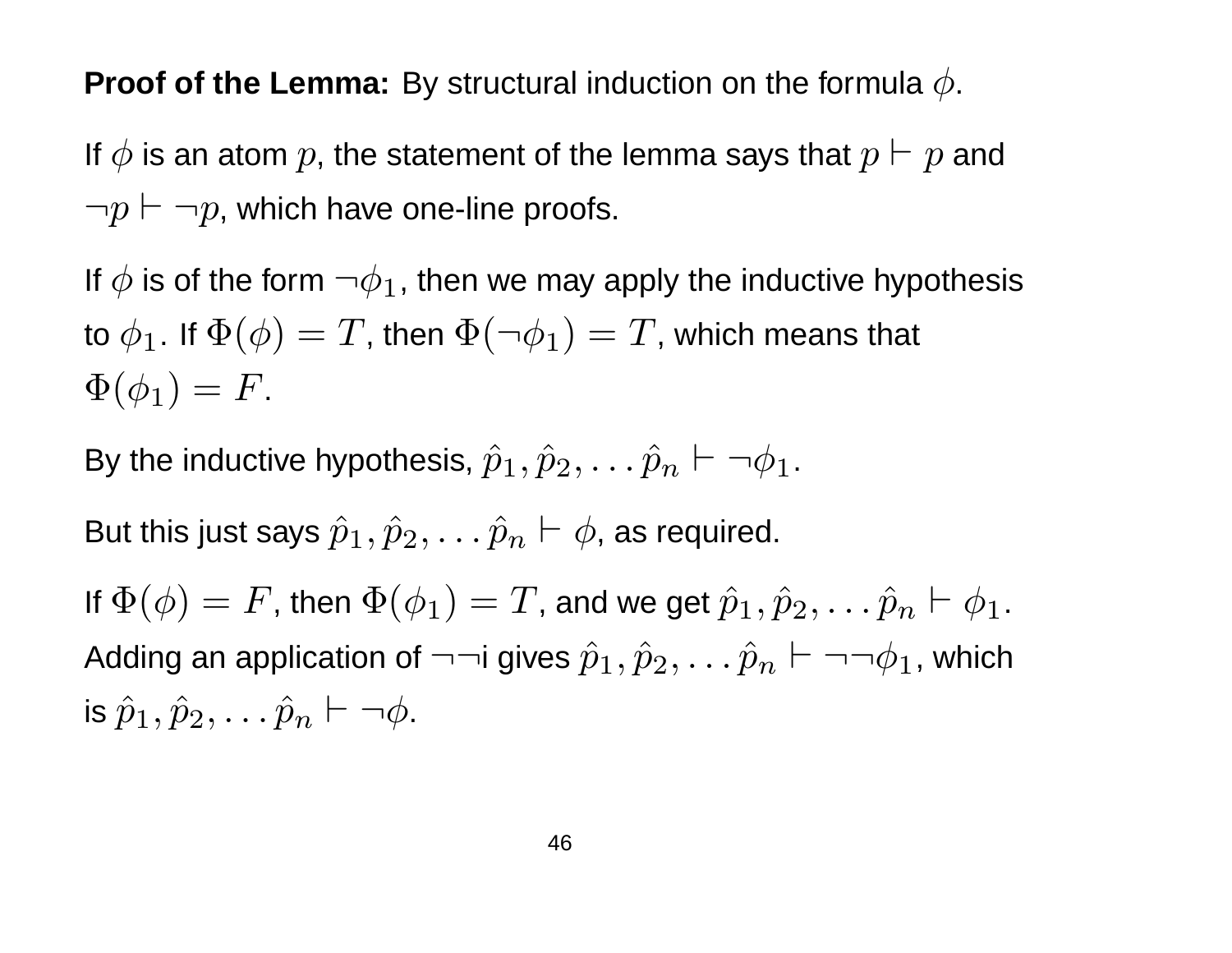**Proof of the Lemma:** By structural induction on the formula $\phi$.

If $\phi$ is an atom $p$, the statement of the lemma says that $p \vdash p$ and $\neg p \vdash \neg p$, which have one-line proofs.

If $\phi$ is of the form $\neg\phi_1$, then we may apply the inductive hypothesis to $\phi_1$. If $\Phi(\phi) = T$, then $\Phi(\neg\phi_1) = T$, which means that $\Phi(\phi_1) = F$.

By the inductive hypothesis, $\hat{p}_1, \hat{p}_2, \ldots \hat{p}_n \vdash \neg\phi_1$.

But this just says $\hat{p}_1, \hat{p}_2, \ldots \hat{p}_n \vdash \phi$, as required.

If $\Phi(\phi) = F$, then $\Phi(\phi_1) = T$, and we get $\hat{p}_1, \hat{p}_2, \ldots \hat{p}_n \vdash \phi_1$. Adding an application of $\neg\neg$i gives $\hat{p}_1, \hat{p}_2, \ldots \hat{p}_n \vdash \neg\neg\phi_1$, which is $\hat{p}_1, \hat{p}_2, \ldots \hat{p}_n \vdash \neg\phi$.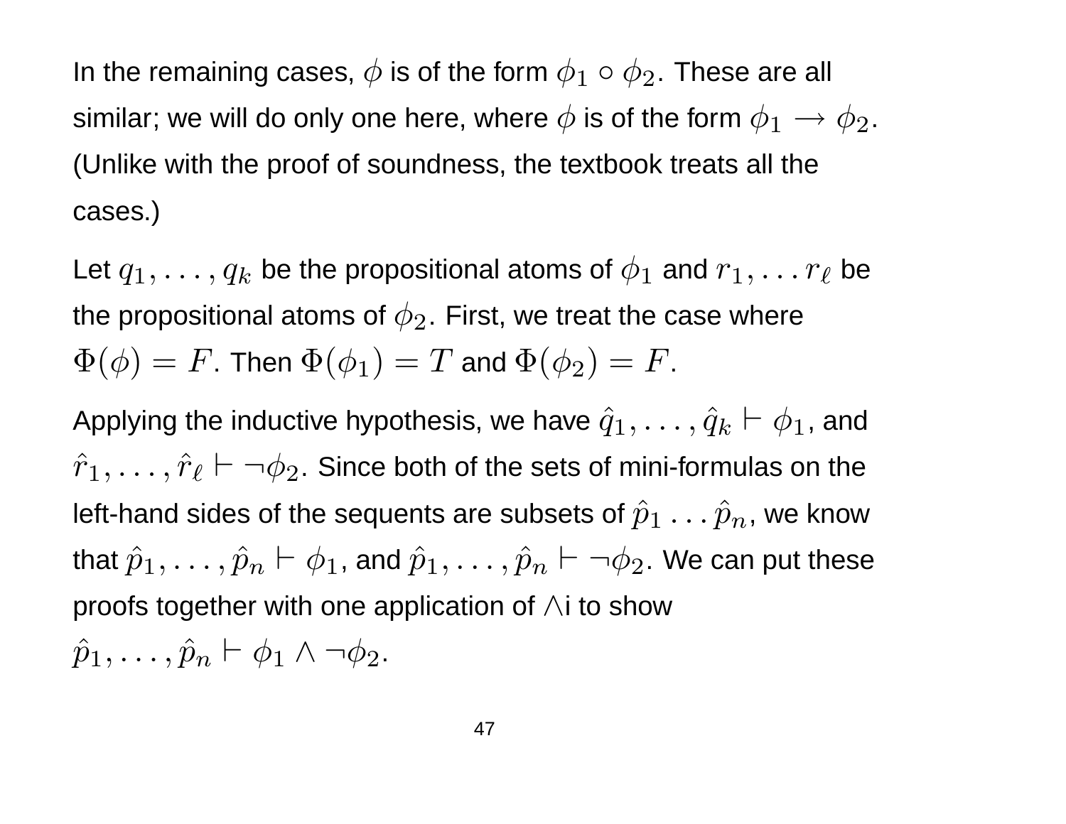In the remaining cases, $\phi$ is of the form $\phi_1 \circ \phi_2$. These are all similar; we will do only one here, where $\phi$ is of the form $\phi_1 \rightarrow \phi_2$. (Unlike with the proof of soundness, the textbook treats all the cases.)

Let $q_1, \ldots, q_k$ be the propositional atoms of $\phi_1$ and $r_1, \ldots r_\ell$ be the propositional atoms of $\phi_2$. First, we treat the case where $\Phi(\phi) = F$. Then $\Phi(\phi_1) = T$ and $\Phi(\phi_2) = F$.

Applying the inductive hypothesis, we have $\hat{q}_1, \ldots, \hat{q}_k \vdash \phi_1$, and $\hat{r}_1, \ldots, \hat{r}_\ell \vdash \neg\phi_2$. Since both of the sets of mini-formulas on the left-hand sides of the sequents are subsets of $\hat{p}_1 \ldots \hat{p}_n$, we know that $\hat{p}_1, \ldots, \hat{p}_n \vdash \phi_1$, and $\hat{p}_1, \ldots, \hat{p}_n \vdash \neg\phi_2$. We can put these proofs together with one application of $\wedge$i to show $\hat{p}_1, \ldots, \hat{p}_n \vdash \phi_1 \wedge \neg\phi_2$.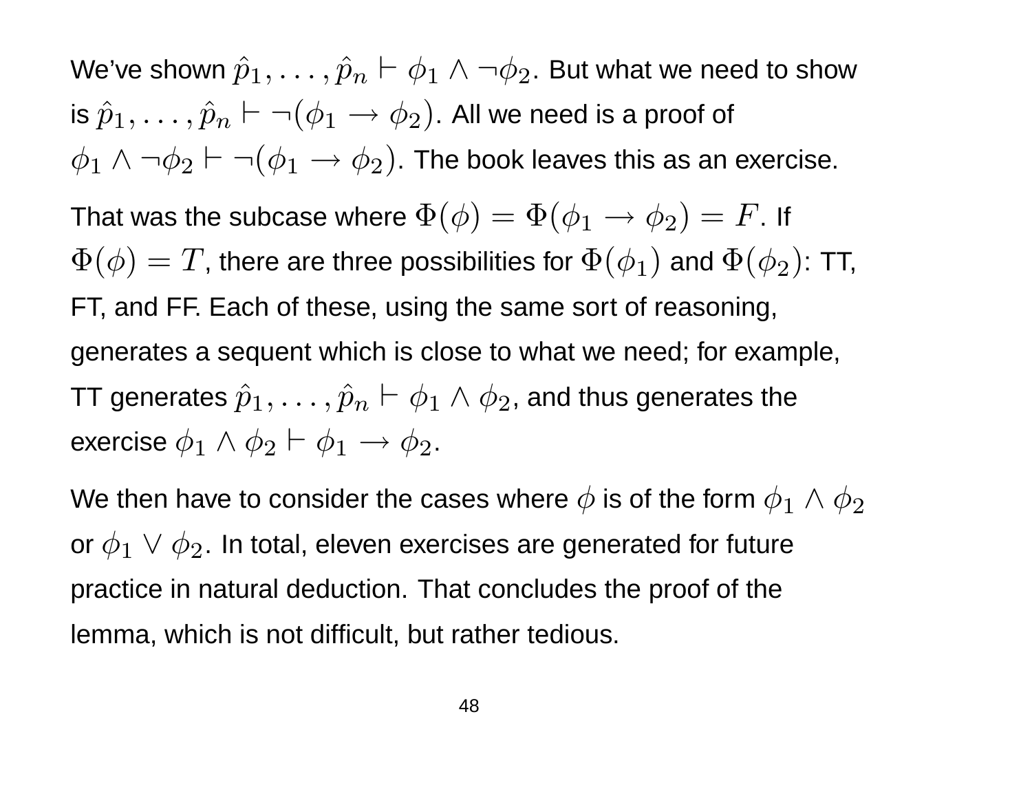We've shown $\hat{p}_1, \ldots, \hat{p}_n \vdash \phi_1 \wedge \neg\phi_2$. But what we need to show is $\hat{p}_1, \ldots, \hat{p}_n \vdash \neg(\phi_1 \rightarrow \phi_2)$. All we need is a proof of $\phi_1 \wedge \neg\phi_2 \vdash \neg(\phi_1 \rightarrow \phi_2)$. The book leaves this as an exercise.

That was the subcase where $\Phi(\phi) = \Phi(\phi_1 \rightarrow \phi_2) = F$. If $\Phi(\phi) = T$, there are three possibilities for $\Phi(\phi_1)$ and $\Phi(\phi_2)$: TT, FT, and FF. Each of these, using the same sort of reasoning, generates a sequent which is close to what we need; for example, TT generates $\hat{p}_1, \ldots, \hat{p}_n \vdash \phi_1 \wedge \phi_2$, and thus generates the exercise $\phi_1 \wedge \phi_2 \vdash \phi_1 \rightarrow \phi_2$.

We then have to consider the cases where $\phi$ is of the form $\phi_1 \wedge \phi_2$ or $\phi_1 \vee \phi_2$. In total, eleven exercises are generated for future practice in natural deduction. That concludes the proof of the lemma, which is not difficult, but rather tedious.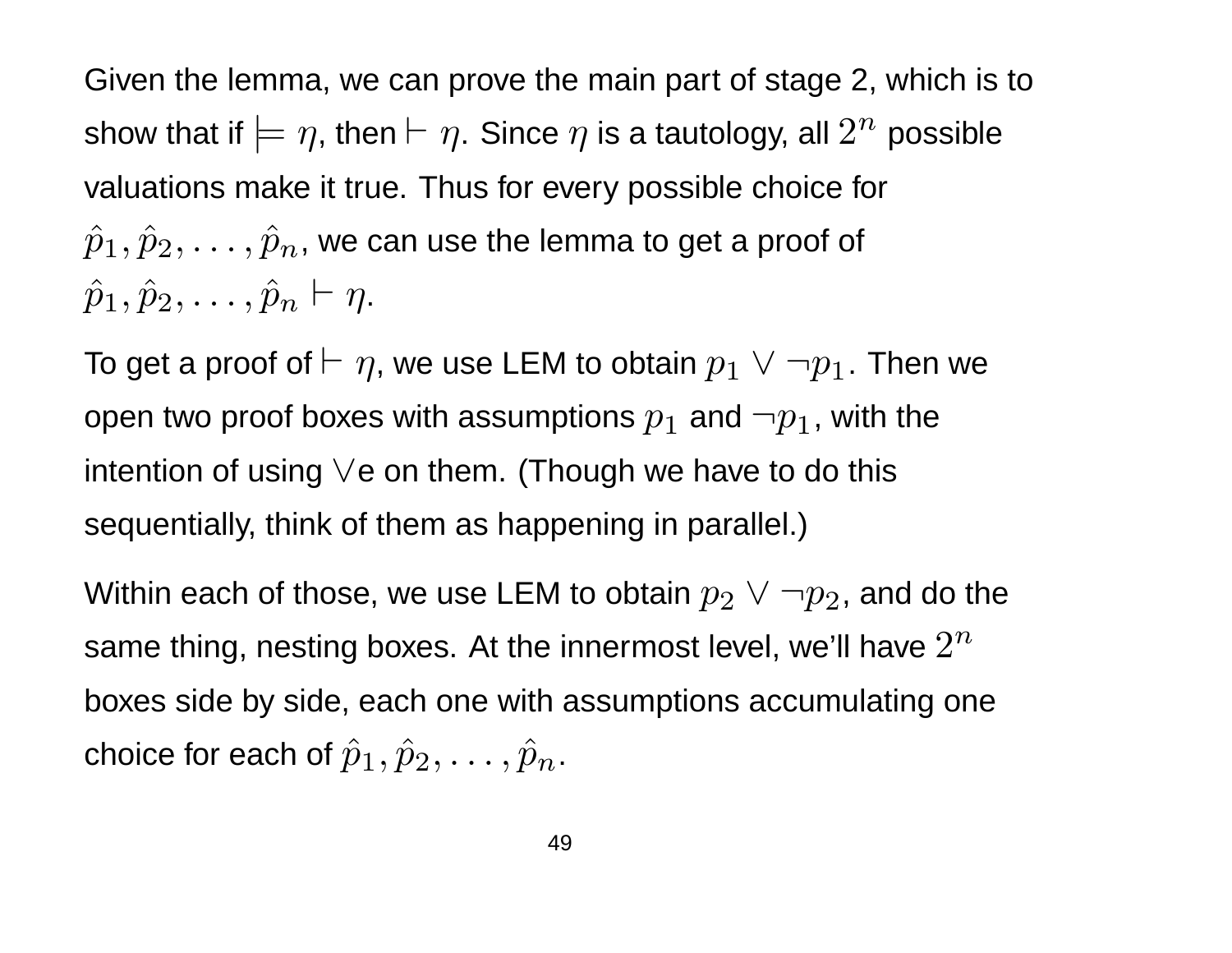Given the lemma, we can prove the main part of stage 2, which is to show that if $\models \eta$, then $\vdash \eta$. Since $\eta$ is a tautology, all $2^n$ possible valuations make it true. Thus for every possible choice for $\hat{p}_1, \hat{p}_2, \ldots, \hat{p}_n$, we can use the lemma to get a proof of $\hat{p}_1, \hat{p}_2, \ldots, \hat{p}_n \vdash \eta$.

To get a proof of $\vdash \eta$, we use LEM to obtain $p_1 \vee \neg p_1$. Then we open two proof boxes with assumptions $p_1$ and $\neg p_1$, with the intention of using $\vee$e on them. (Though we have to do this sequentially, think of them as happening in parallel.)

Within each of those, we use LEM to obtain $p_2 \vee \neg p_2$, and do the same thing, nesting boxes. At the innermost level, we'll have $2^n$ boxes side by side, each one with assumptions accumulating one choice for each of $\hat{p}_1, \hat{p}_2, \ldots, \hat{p}_n$.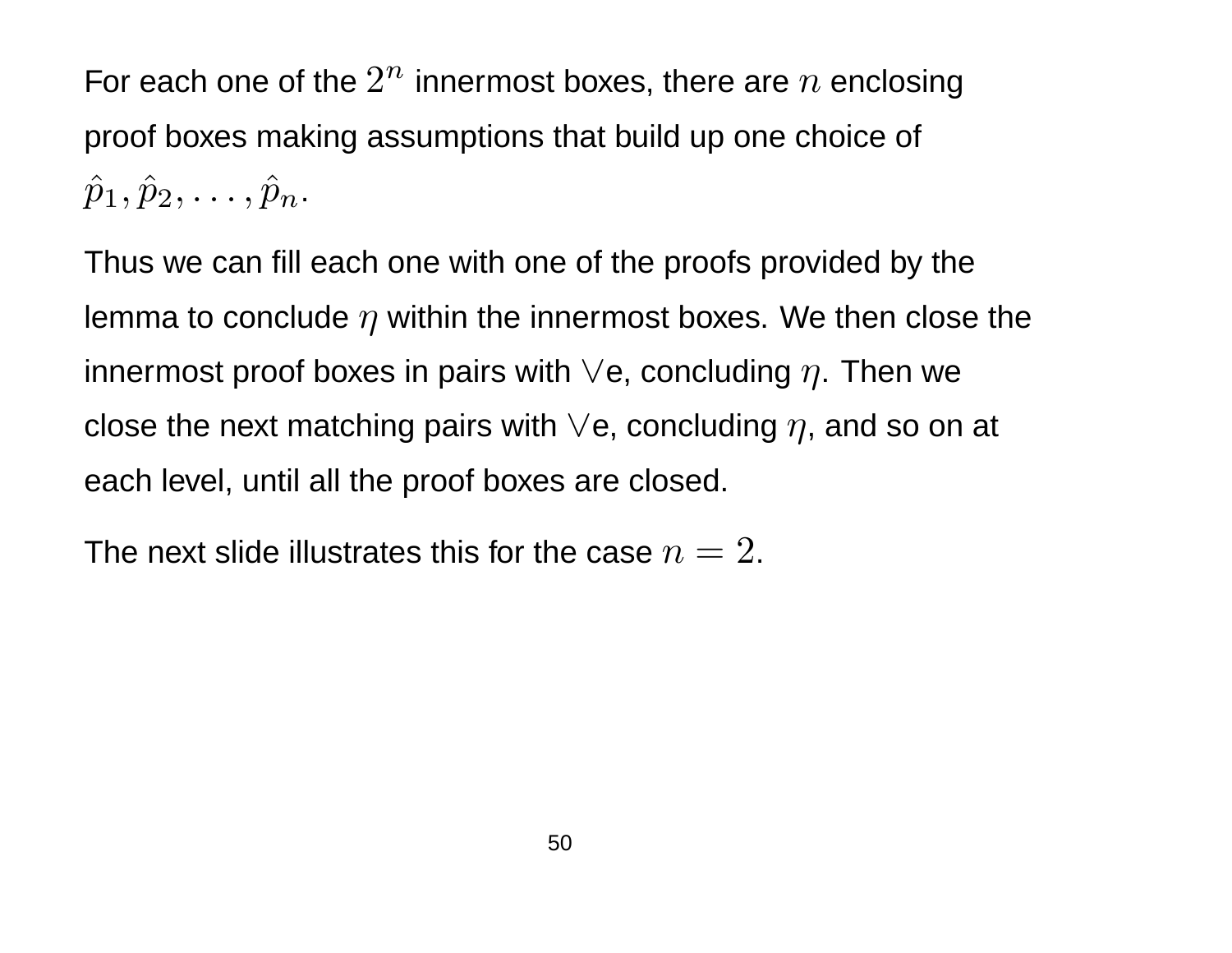For each one of the $2^n$ innermost boxes, there are $n$ enclosing proof boxes making assumptions that build up one choice of $\hat{p}_1, \hat{p}_2, \ldots, \hat{p}_n$.

Thus we can fill each one with one of the proofs provided by the lemma to conclude $\eta$ within the innermost boxes. We then close the innermost proof boxes in pairs with $\vee$e, concluding $\eta$. Then we close the next matching pairs with $\vee$e, concluding $\eta$, and so on at each level, until all the proof boxes are closed.

The next slide illustrates this for the case $n = 2$.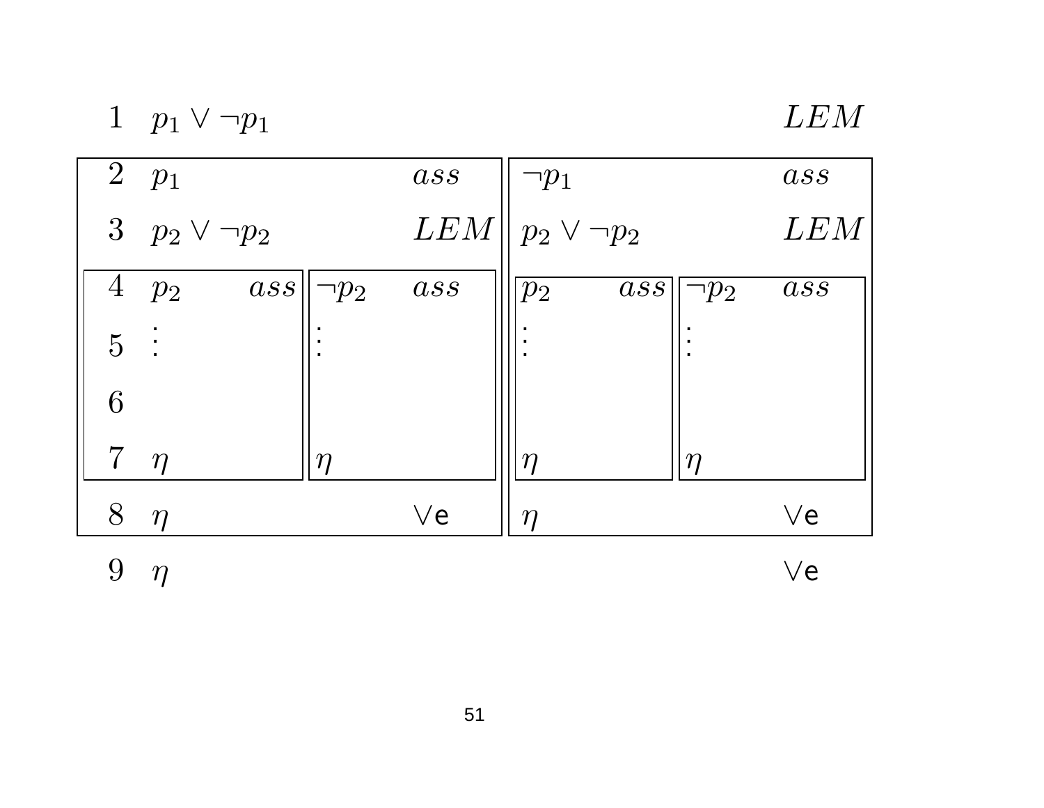| | | | | | | | |
|---|---|---|---|---|---|---|---|
| 1 | $p_1 \vee \neg p_1$ | | | | | | $LEM$ |
| 2 | $p_1$ | | $ass$ | $\neg p_1$ | | | $ass$ |
| 3 | $p_2 \vee \neg p_2$ | | $LEM$ | $p_2 \vee \neg p_2$ | | | $LEM$ |
| 4 | $p_2$ $\quad ass$ | $\neg p_2$ | $ass$ | $p_2$ $\quad ass$ | $\neg p_2$ | | $ass$ |
| 5 | $\vdots$ | $\vdots$ | | $\vdots$ | $\vdots$ | | |
| 6 | | | | | | | |
| 7 | $\eta$ | $\eta$ | | $\eta$ | $\eta$ | | |
| 8 | $\eta$ | | $\vee$e | $\eta$ | | | $\vee$e |
| 9 | $\eta$ | | | | | | $\vee$e |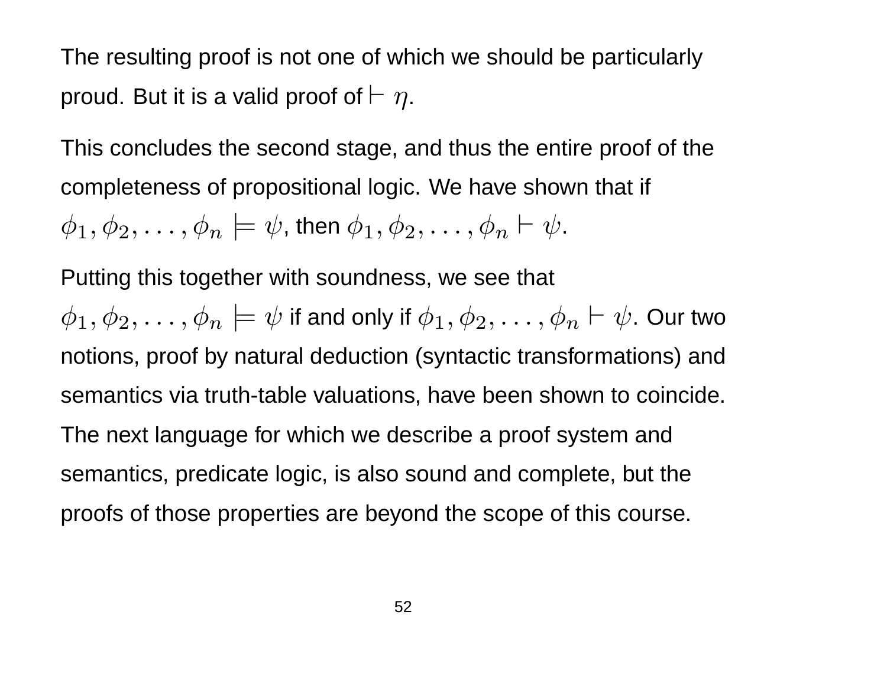The resulting proof is not one of which we should be particularly proud. But it is a valid proof of $\vdash \eta$.

This concludes the second stage, and thus the entire proof of the completeness of propositional logic. We have shown that if $\phi_1, \phi_2, \ldots, \phi_n \models \psi$, then $\phi_1, \phi_2, \ldots, \phi_n \vdash \psi$.

Putting this together with soundness, we see that $\phi_1, \phi_2, \ldots, \phi_n \models \psi$ if and only if $\phi_1, \phi_2, \ldots, \phi_n \vdash \psi$. Our two notions, proof by natural deduction (syntactic transformations) and semantics via truth-table valuations, have been shown to coincide. The next language for which we describe a proof system and semantics, predicate logic, is also sound and complete, but the proofs of those properties are beyond the scope of this course.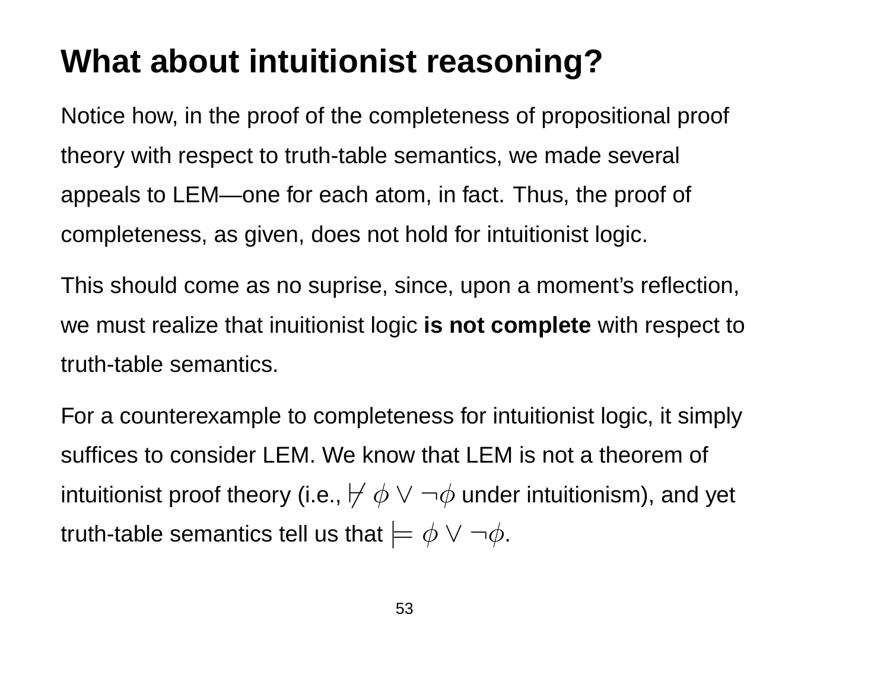# What about intuitionist reasoning?

Notice how, in the proof of the completeness of propositional proof theory with respect to truth-table semantics, we made several appeals to LEM—one for each atom, in fact. Thus, the proof of completeness, as given, does not hold for intuitionist logic.

This should come as no suprise, since, upon a moment's reflection, we must realize that inuitionist logic **is not complete** with respect to truth-table semantics.

For a counterexample to completeness for intuitionist logic, it simply suffices to consider LEM. We know that LEM is not a theorem of intuitionist proof theory (i.e., $\not\vdash \phi \vee \neg\phi$ under intuitionism), and yet truth-table semantics tell us that $\models \phi \vee \neg\phi$.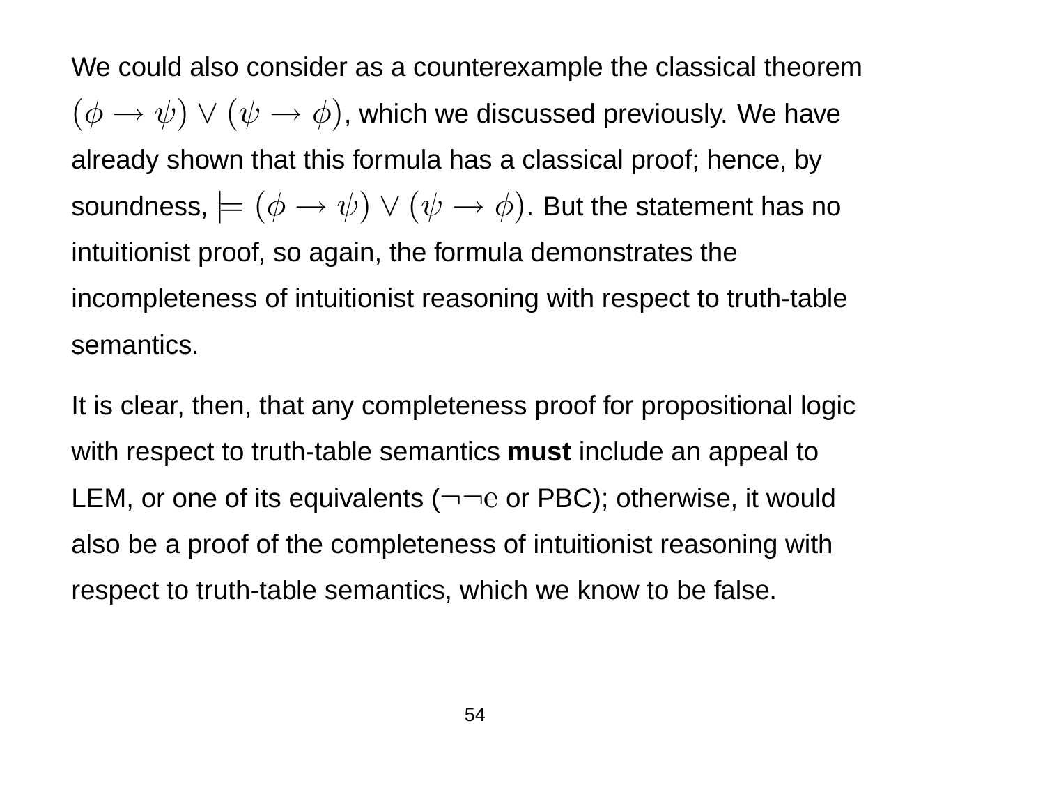We could also consider as a counterexample the classical theorem $(\phi \rightarrow \psi) \vee (\psi \rightarrow \phi)$, which we discussed previously. We have already shown that this formula has a classical proof; hence, by soundness, $\models (\phi \rightarrow \psi) \vee (\psi \rightarrow \phi)$. But the statement has no intuitionist proof, so again, the formula demonstrates the incompleteness of intuitionist reasoning with respect to truth-table semantics.

It is clear, then, that any completeness proof for propositional logic with respect to truth-table semantics **must** include an appeal to LEM, or one of its equivalents ($\neg\neg\mathrm{e}$ or PBC); otherwise, it would also be a proof of the completeness of intuitionist reasoning with respect to truth-table semantics, which we know to be false.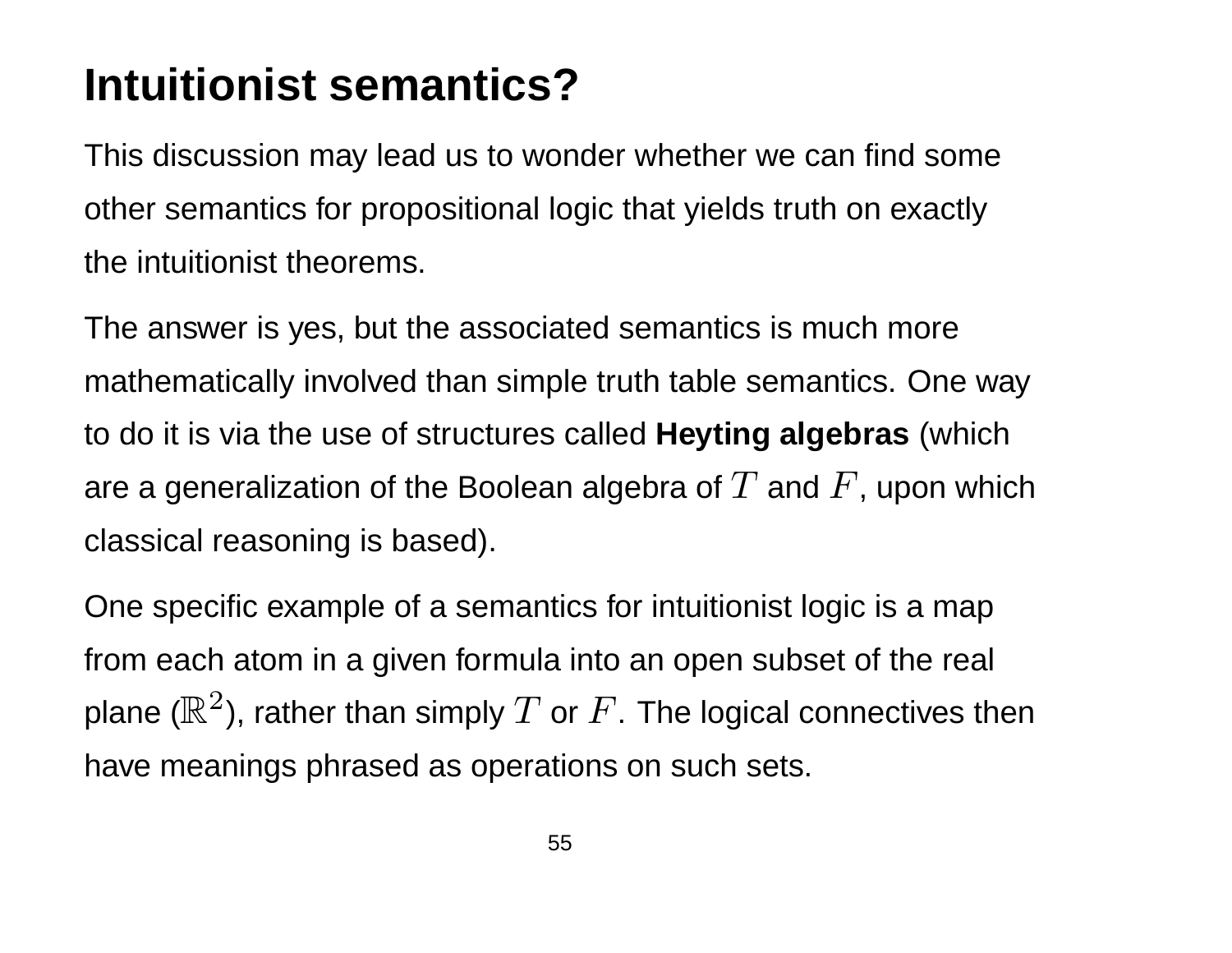# Intuitionist semantics?

This discussion may lead us to wonder whether we can find some other semantics for propositional logic that yields truth on exactly the intuitionist theorems.

The answer is yes, but the associated semantics is much more mathematically involved than simple truth table semantics. One way to do it is via the use of structures called **Heyting algebras** (which are a generalization of the Boolean algebra of $T$ and $F$, upon which classical reasoning is based).

One specific example of a semantics for intuitionist logic is a map from each atom in a given formula into an open subset of the real plane ($\mathbb{R}^2$), rather than simply $T$ or $F$. The logical connectives then have meanings phrased as operations on such sets.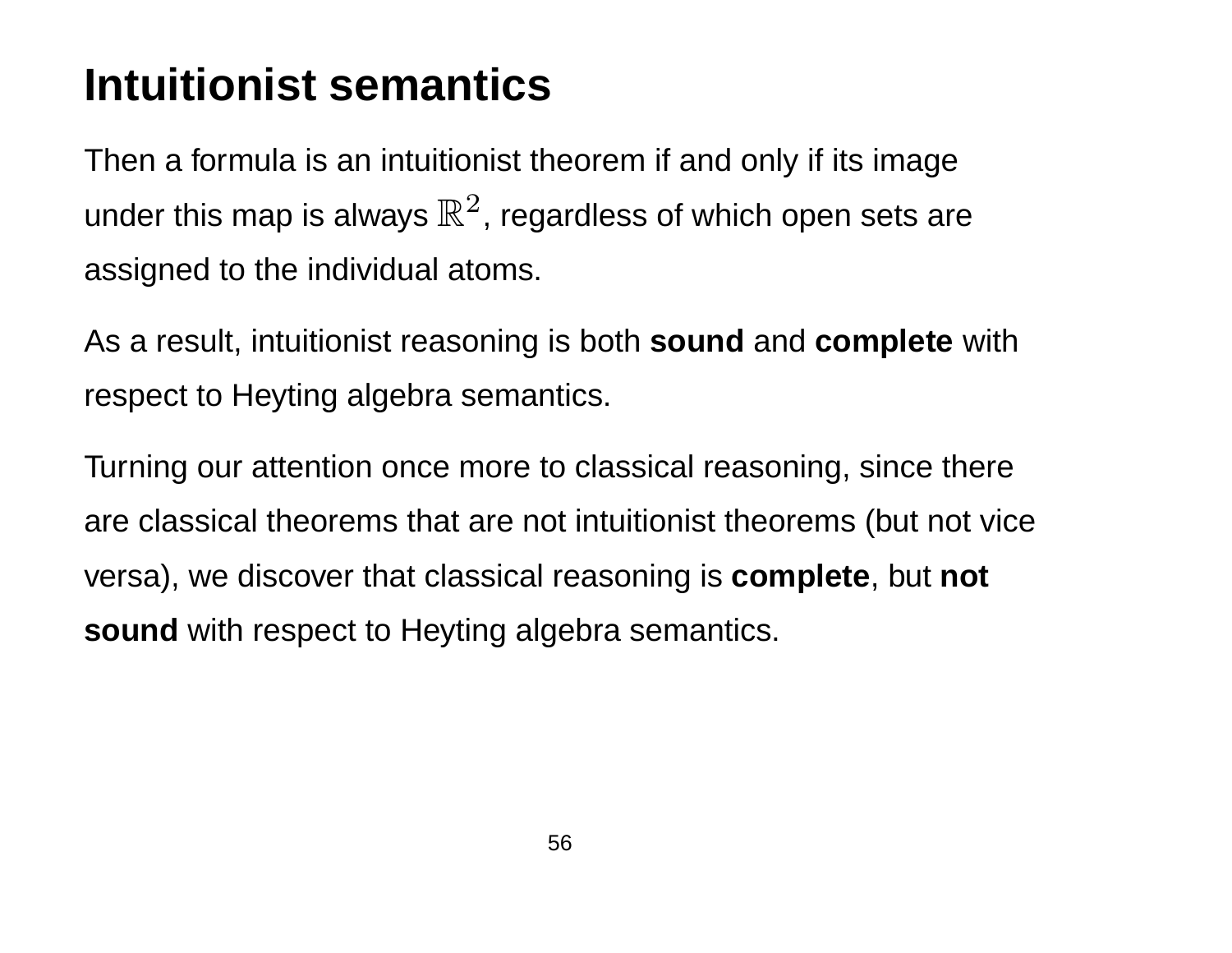# Intuitionist semantics

Then a formula is an intuitionist theorem if and only if its image under this map is always $\mathbb{R}^2$, regardless of which open sets are assigned to the individual atoms.

As a result, intuitionist reasoning is both **sound** and **complete** with respect to Heyting algebra semantics.

Turning our attention once more to classical reasoning, since there are classical theorems that are not intuitionist theorems (but not vice versa), we discover that classical reasoning is **complete**, but **not sound** with respect to Heyting algebra semantics.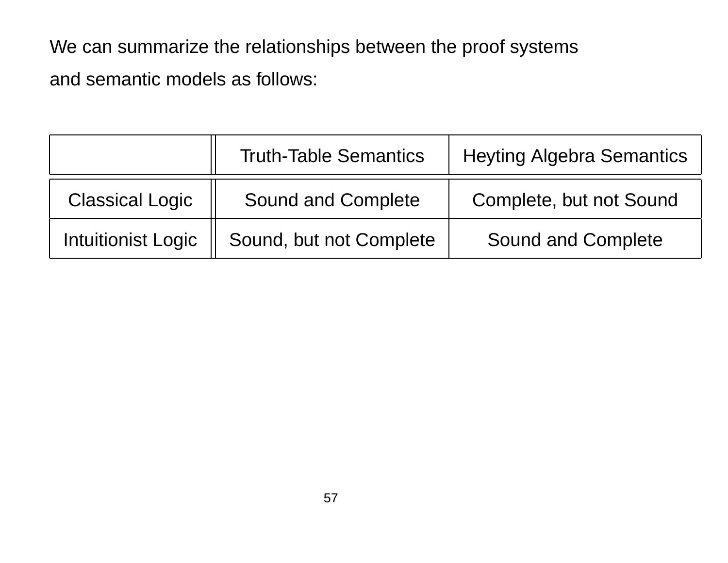We can summarize the relationships between the proof systems and semantic models as follows:

| | Truth-Table Semantics | Heyting Algebra Semantics |
|---|---|---|
| Classical Logic | Sound and Complete | Complete, but not Sound |
| Intuitionist Logic | Sound, but not Complete | Sound and Complete |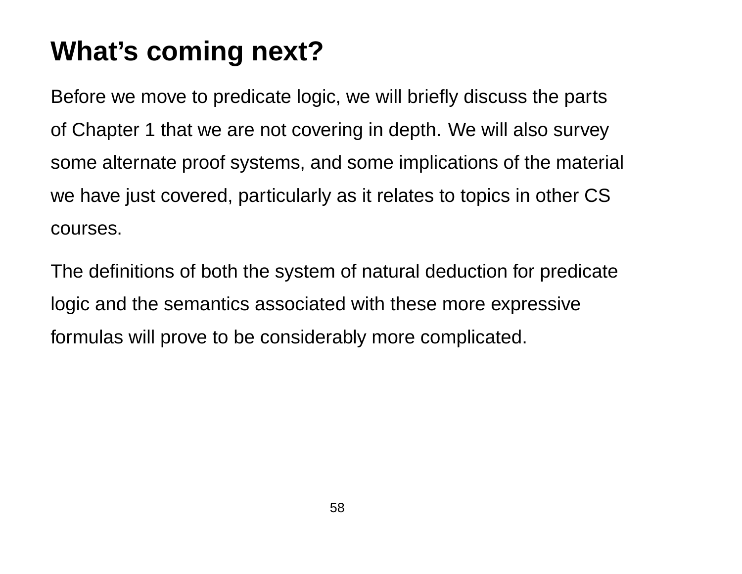# What's coming next?

Before we move to predicate logic, we will briefly discuss the parts of Chapter 1 that we are not covering in depth. We will also survey some alternate proof systems, and some implications of the material we have just covered, particularly as it relates to topics in other CS courses.

The definitions of both the system of natural deduction for predicate logic and the semantics associated with these more expressive formulas will prove to be considerably more complicated.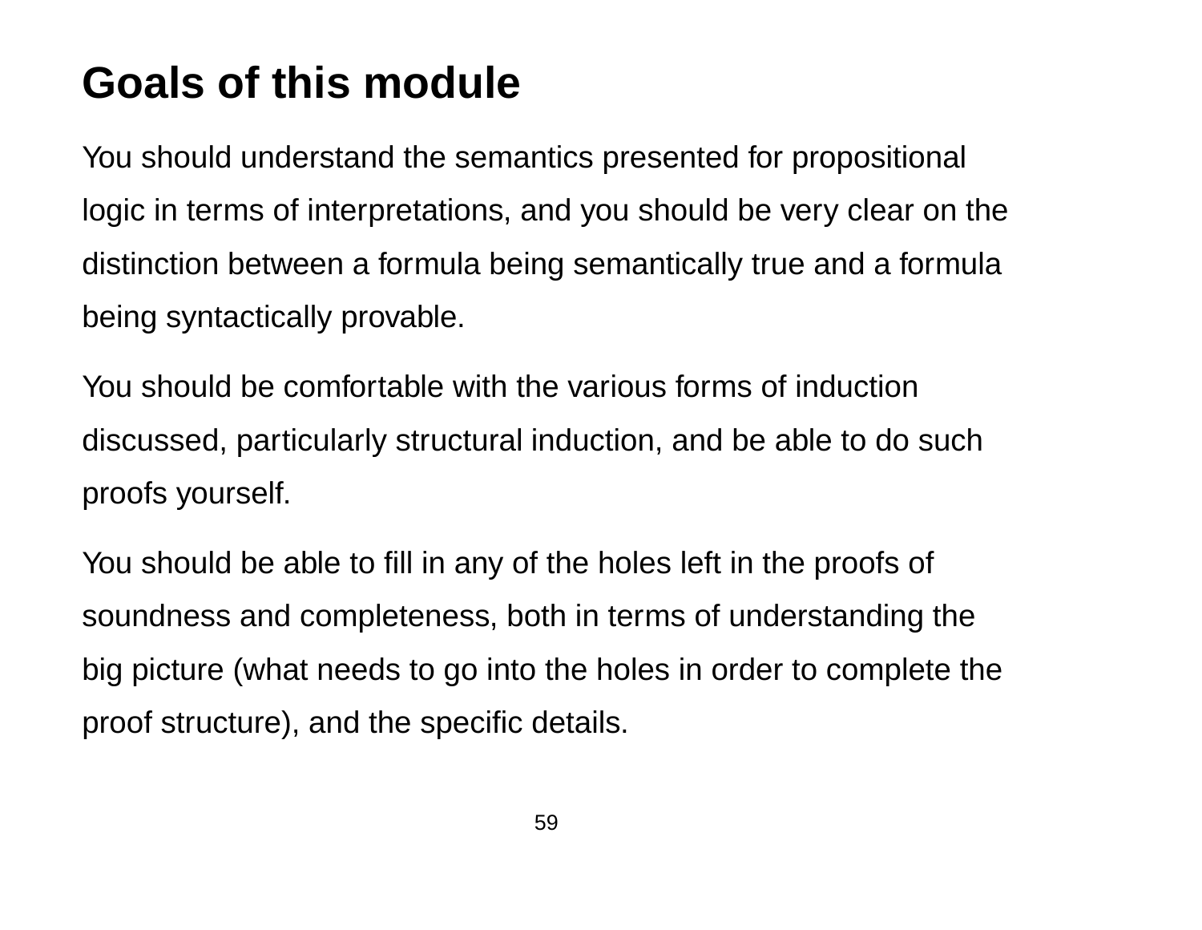# Goals of this module

You should understand the semantics presented for propositional logic in terms of interpretations, and you should be very clear on the distinction between a formula being semantically true and a formula being syntactically provable.

You should be comfortable with the various forms of induction discussed, particularly structural induction, and be able to do such proofs yourself.

You should be able to fill in any of the holes left in the proofs of soundness and completeness, both in terms of understanding the big picture (what needs to go into the holes in order to complete the proof structure), and the specific details.